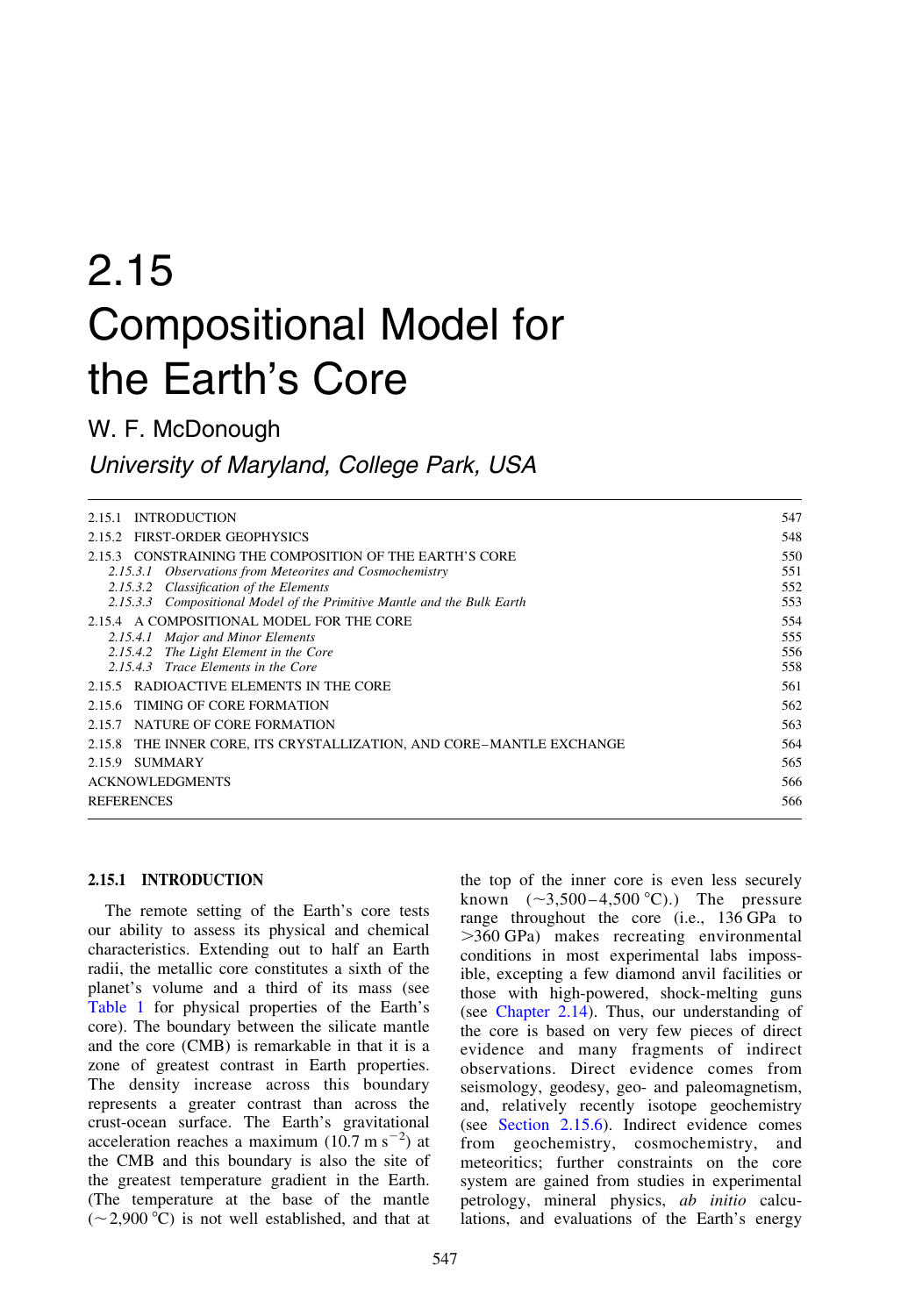# 2.15 Compositional Model for the Earth's Core

W. F. McDonough

*University of Maryland, College Park, USA*

| | |
|---|---|
| 2.15.1 INTRODUCTION | 547 |
| 2.15.2 FIRST-ORDER GEOPHYSICS | 548 |
| 2.15.3 CONSTRAINING THE COMPOSITION OF THE EARTH'S CORE | 550 |
| *2.15.3.1 Observations from Meteorites and Cosmochemistry* | 551 |
| *2.15.3.2 Classification of the Elements* | 552 |
| *2.15.3.3 Compositional Model of the Primitive Mantle and the Bulk Earth* | 553 |
| 2.15.4 A COMPOSITIONAL MODEL FOR THE CORE | 554 |
| *2.15.4.1 Major and Minor Elements* | 555 |
| *2.15.4.2 The Light Element in the Core* | 556 |
| *2.15.4.3 Trace Elements in the Core* | 558 |
| 2.15.5 RADIOACTIVE ELEMENTS IN THE CORE | 561 |
| 2.15.6 TIMING OF CORE FORMATION | 562 |
| 2.15.7 NATURE OF CORE FORMATION | 563 |
| 2.15.8 THE INNER CORE, ITS CRYSTALLIZATION, AND CORE–MANTLE EXCHANGE | 564 |
| 2.15.9 SUMMARY | 565 |
| ACKNOWLEDGMENTS | 566 |
| REFERENCES | 566 |

## 2.15.1 INTRODUCTION

The remote setting of the Earth's core tests our ability to assess its physical and chemical characteristics. Extending out to half an Earth radii, the metallic core constitutes a sixth of the planet's volume and a third of its mass (see Table 1 for physical properties of the Earth's core). The boundary between the silicate mantle and the core (CMB) is remarkable in that it is a zone of greatest contrast in Earth properties. The density increase across this boundary represents a greater contrast than across the crust-ocean surface. The Earth's gravitational acceleration reaches a maximum ($10.7\ \mathrm{m\ s^{-2}}$) at the CMB and this boundary is also the site of the greatest temperature gradient in the Earth. (The temperature at the base of the mantle (~2,900 °C) is not well established, and that at the top of the inner core is even less securely known (~3,500–4,500 °C).) The pressure range throughout the core (i.e., 136 GPa to >360 GPa) makes recreating environmental conditions in most experimental labs impossible, excepting a few diamond anvil facilities or those with high-powered, shock-melting guns (see Chapter 2.14). Thus, our understanding of the core is based on very few pieces of direct evidence and many fragments of indirect observations. Direct evidence comes from seismology, geodesy, geo- and paleomagnetism, and, relatively recently isotope geochemistry (see Section 2.15.6). Indirect evidence comes from geochemistry, cosmochemistry, and meteoritics; further constraints on the core system are gained from studies in experimental petrology, mineral physics, *ab initio* calculations, and evaluations of the Earth's energy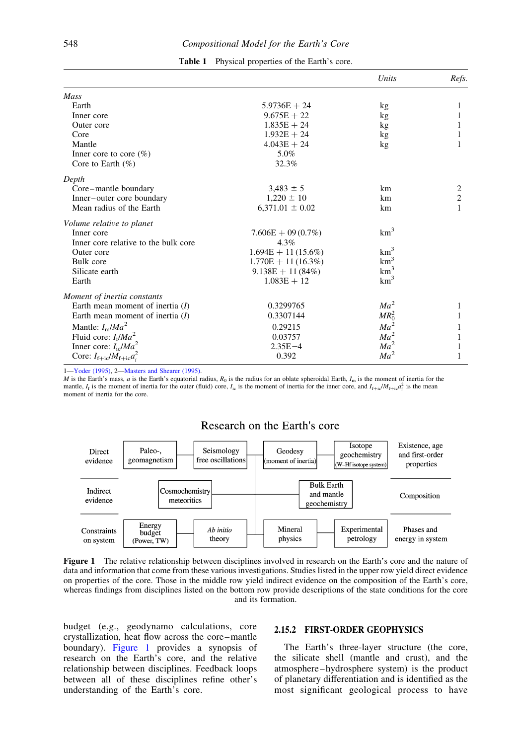**Table 1** Physical properties of the Earth's core.

| | | *Units* | *Refs.* |
|---|---|---|---|
| *Mass* | | | |
| Earth | 5.9736E + 24 | kg | 1 |
| Inner core | 9.675E + 22 | kg | 1 |
| Outer core | 1.835E + 24 | kg | 1 |
| Core | 1.932E + 24 | kg | 1 |
| Mantle | 4.043E + 24 | kg | 1 |
| Inner core to core (%) | 5.0% | | |
| Core to Earth (%) | 32.3% | | |
| *Depth* | | | |
| Core–mantle boundary | 3,483 ± 5 | km | 2 |
| Inner–outer core boundary | 1,220 ± 10 | km | 2 |
| Mean radius of the Earth | 6,371.01 ± 0.02 | km | 1 |
| *Volume relative to planet* | | | |
| Inner core | 7.606E + 09 (0.7%) | $km^3$ | |
| Inner core relative to the bulk core | 4.3% | | |
| Outer core | 1.694E + 11 (15.6%) | $km^3$ | |
| Bulk core | 1.770E + 11 (16.3%) | $km^3$ | |
| Silicate earth | 9.138E + 11 (84%) | $km^3$ | |
| Earth | 1.083E + 12 | $km^3$ | |
| *Moment of inertia constants* | | | |
| Earth mean moment of inertia ($I$) | 0.3299765 | $Ma^2$ | 1 |
| Earth mean moment of inertia ($I$) | 0.3307144 | $MR_0^2$ | 1 |
| Mantle: $I_m/Ma^2$ | 0.29215 | $Ma^2$ | 1 |
| Fluid core: $I_f/Ma^2$ | 0.03757 | $Ma^2$ | 1 |
| Inner core: $I_{ic}/Ma^2$ | 2.35E−4 | $Ma^2$ | 1 |
| Core: $I_{f+ic}/M_{f+ic}a_f^2$ | 0.392 | $Ma^2$ | 1 |

1—Yoder (1995), 2—Masters and Shearer (1995).
$M$ is the Earth's mass, $a$ is the Earth's equatorial radius, $R_0$ is the radius for an oblate spheroidal Earth, $I_m$ is the moment of inertia for the mantle, $I_f$ is the moment of inertia for the outer (fluid) core, $I_{ic}$ is the moment of inertia for the inner core, and $I_{f+ic}/M_{f+ic}a_f^2$ is the mean moment of inertia for the core.

Research on the Earth's core

| | | | | | |
|---|---|---|---|---|---|
| Direct evidence | Paleo-, geomagnetism | Seismology free oscillations | Geodesy (moment of inertia) | Isotope geochemistry (W–Hf isotope system) | Existence, age and first-order properties |
| Indirect evidence | Cosmochemistry meteoritics | | Bulk Earth and mantle geochemistry | | Composition |
| Constraints on system | Energy budget (Power, TW) | *Ab initio* theory | Mineral physics | Experimental petrology | Phases and energy in system |

**Figure 1** The relative relationship between disciplines involved in research on the Earth's core and the nature of data and information that come from these various investigations. Studies listed in the upper row yield direct evidence on properties of the core. Those in the middle row yield indirect evidence on the composition of the Earth's core, whereas findings from disciplines listed on the bottom row provide descriptions of the state conditions for the core and its formation.

budget (e.g., geodynamo calculations, core crystallization, heat flow across the core–mantle boundary). Figure 1 provides a synopsis of research on the Earth's core, and the relative relationship between disciplines. Feedback loops between all of these disciplines refine other's understanding of the Earth's core.

### 2.15.2 FIRST-ORDER GEOPHYSICS

The Earth's three-layer structure (the core, the silicate shell (mantle and crust), and the atmosphere–hydrosphere system) is the product of planetary differentiation and is identified as the most significant geological process to have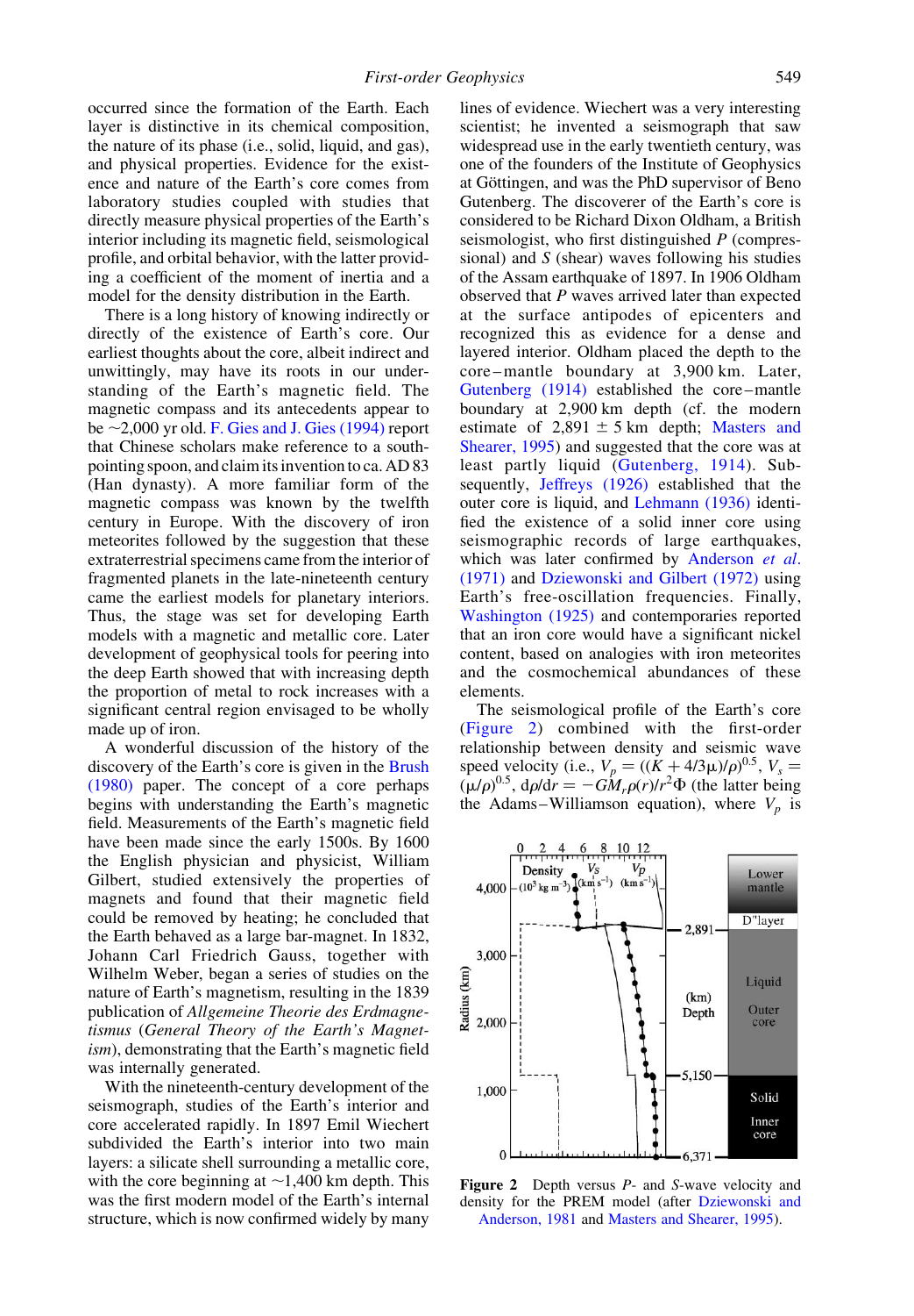occurred since the formation of the Earth. Each layer is distinctive in its chemical composition, the nature of its phase (i.e., solid, liquid, and gas), and physical properties. Evidence for the existence and nature of the Earth's core comes from laboratory studies coupled with studies that directly measure physical properties of the Earth's interior including its magnetic field, seismological profile, and orbital behavior, with the latter providing a coefficient of the moment of inertia and a model for the density distribution in the Earth.

There is a long history of knowing indirectly or directly of the existence of Earth's core. Our earliest thoughts about the core, albeit indirect and unwittingly, may have its roots in our understanding of the Earth's magnetic field. The magnetic compass and its antecedents appear to be ~2,000 yr old. F. Gies and J. Gies (1994) report that Chinese scholars make reference to a south-pointing spoon, and claim its invention to ca. AD 83 (Han dynasty). A more familiar form of the magnetic compass was known by the twelfth century in Europe. With the discovery of iron meteorites followed by the suggestion that these extraterrestrial specimens came from the interior of fragmented planets in the late-nineteenth century came the earliest models for planetary interiors. Thus, the stage was set for developing Earth models with a magnetic and metallic core. Later development of geophysical tools for peering into the deep Earth showed that with increasing depth the proportion of metal to rock increases with a significant central region envisaged to be wholly made up of iron.

A wonderful discussion of the history of the discovery of the Earth's core is given in the Brush (1980) paper. The concept of a core perhaps begins with understanding the Earth's magnetic field. Measurements of the Earth's magnetic field have been made since the early 1500s. By 1600 the English physician and physicist, William Gilbert, studied extensively the properties of magnets and found that their magnetic field could be removed by heating; he concluded that the Earth behaved as a large bar-magnet. In 1832, Johann Carl Friedrich Gauss, together with Wilhelm Weber, began a series of studies on the nature of Earth's magnetism, resulting in the 1839 publication of *Allgemeine Theorie des Erdmagnetismus* (*General Theory of the Earth's Magnetism*), demonstrating that the Earth's magnetic field was internally generated.

With the nineteenth-century development of the seismograph, studies of the Earth's interior and core accelerated rapidly. In 1897 Emil Wiechert subdivided the Earth's interior into two main layers: a silicate shell surrounding a metallic core, with the core beginning at ~1,400 km depth. This was the first modern model of the Earth's internal structure, which is now confirmed widely by many lines of evidence. Wiechert was a very interesting scientist; he invented a seismograph that saw widespread use in the early twentieth century, was one of the founders of the Institute of Geophysics at Göttingen, and was the PhD supervisor of Beno Gutenberg. The discoverer of the Earth's core is considered to be Richard Dixon Oldham, a British seismologist, who first distinguished *P* (compressional) and *S* (shear) waves following his studies of the Assam earthquake of 1897. In 1906 Oldham observed that *P* waves arrived later than expected at the surface antipodes of epicenters and recognized this as evidence for a dense and layered interior. Oldham placed the depth to the core–mantle boundary at 3,900 km. Later, Gutenberg (1914) established the core–mantle boundary at 2,900 km depth (cf. the modern estimate of 2,891 ± 5 km depth; Masters and Shearer, 1995) and suggested that the core was at least partly liquid (Gutenberg, 1914). Subsequently, Jeffreys (1926) established that the outer core is liquid, and Lehmann (1936) identified the existence of a solid inner core using seismographic records of large earthquakes, which was later confirmed by Anderson *et al.* (1971) and Dziewonski and Gilbert (1972) using Earth's free-oscillation frequencies. Finally, Washington (1925) and contemporaries reported that an iron core would have a significant nickel content, based on analogies with iron meteorites and the cosmochemical abundances of these elements.

The seismological profile of the Earth's core (Figure 2) combined with the first-order relationship between density and seismic wave speed (i.e., $V_p = ((K + 4/3\mu)/\rho)^{0.5}$, $V_s = (\mu/\rho)^{0.5}$, $d\rho/dr = -GM_r\rho(r)/r^2\Phi$ (the latter being the Adams–Williamson equation), where $V_p$ is

0 2 4 6 8 10 12
Density ($10^3$ kg m$^{-3}$)
$V_S$ (km s$^{-1}$)
$V_P$ (km s$^{-1}$)
Radius (km)
4,000
3,000
2,000
1,000
0
(km) Depth
2,891
5,150
6,371
Lower mantle
D''layer
Liquid
Outer core
Solid
Inner core

**Figure 2** Depth versus *P*- and *S*-wave velocity and density for the PREM model (after Dziewonski and Anderson, 1981 and Masters and Shearer, 1995).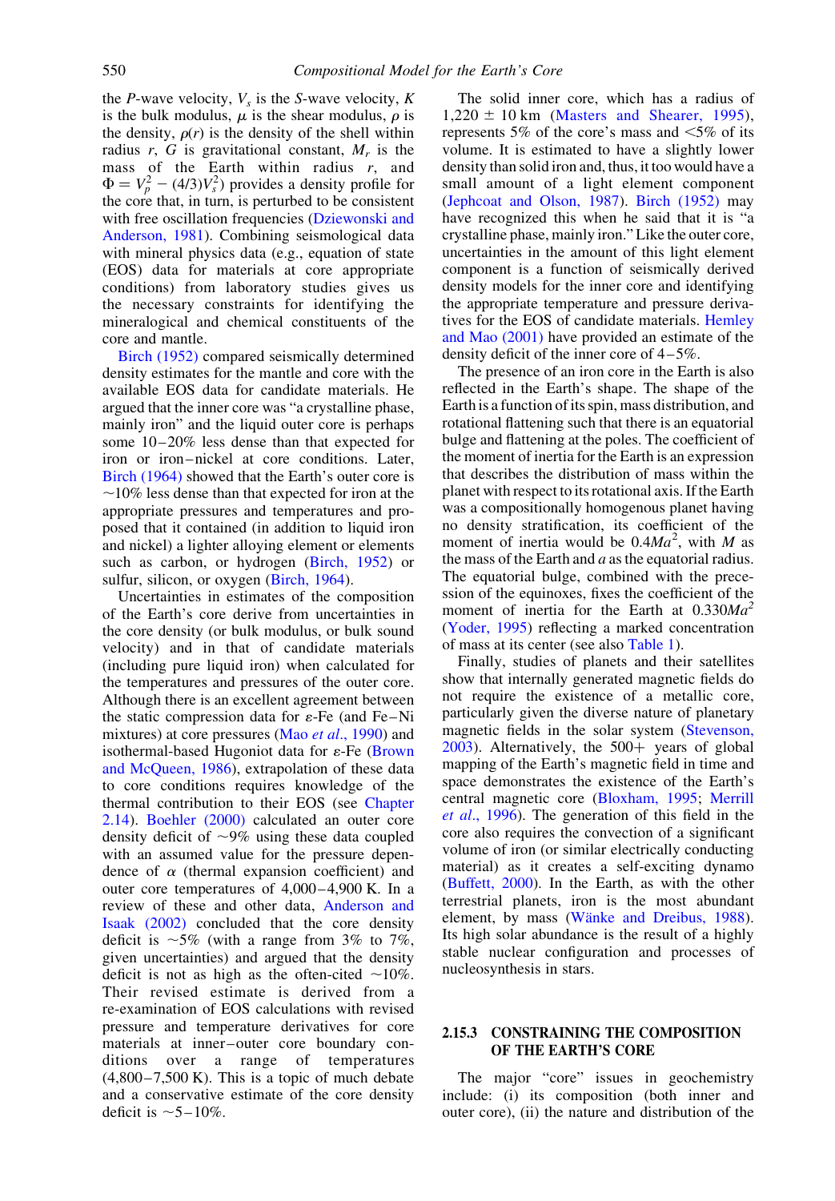the $P$-wave velocity, $V_s$ is the $S$-wave velocity, $K$ is the bulk modulus, $\mu$ is the shear modulus, $\rho$ is the density, $\rho(r)$ is the density of the shell within radius $r$, $G$ is gravitational constant, $M_r$ is the mass of the Earth within radius $r$, and $\Phi = V_p^2 - (4/3)V_s^2$) provides a density profile for the core that, in turn, is perturbed to be consistent with free oscillation frequencies (Dziewonski and Anderson, 1981). Combining seismological data with mineral physics data (e.g., equation of state (EOS) data for materials at core appropriate conditions) from laboratory studies gives us the necessary constraints for identifying the mineralogical and chemical constituents of the core and mantle.

Birch (1952) compared seismically determined density estimates for the mantle and core with the available EOS data for candidate materials. He argued that the inner core was "a crystalline phase, mainly iron" and the liquid outer core is perhaps some 10–20% less dense than that expected for iron or iron–nickel at core conditions. Later, Birch (1964) showed that the Earth's outer core is ~10% less dense than that expected for iron at the appropriate pressures and temperatures and proposed that it contained (in addition to liquid iron and nickel) a lighter alloying element or elements such as carbon, or hydrogen (Birch, 1952) or sulfur, silicon, or oxygen (Birch, 1964).

Uncertainties in estimates of the composition of the Earth's core derive from uncertainties in the core density (or bulk modulus, or bulk sound velocity) and in that of candidate materials (including pure liquid iron) when calculated for the temperatures and pressures of the outer core. Although there is an excellent agreement between the static compression data for $\varepsilon$-Fe (and Fe–Ni mixtures) at core pressures (Mao *et al*., 1990) and isothermal-based Hugoniot data for $\varepsilon$-Fe (Brown and McQueen, 1986), extrapolation of these data to core conditions requires knowledge of the thermal contribution to their EOS (see Chapter 2.14). Boehler (2000) calculated an outer core density deficit of ~9% using these data coupled with an assumed value for the pressure dependence of $\alpha$ (thermal expansion coefficient) and outer core temperatures of 4,000–4,900 K. In a review of these and other data, Anderson and Isaak (2002) concluded that the core density deficit is ~5% (with a range from 3% to 7%, given uncertainties) and argued that the density deficit is not as high as the often-cited ~10%. Their revised estimate is derived from a re-examination of EOS calculations with revised pressure and temperature derivatives for core materials at inner–outer core boundary conditions over a range of temperatures (4,800–7,500 K). This is a topic of much debate and a conservative estimate of the core density deficit is ~5–10%.

The solid inner core, which has a radius of 1,220 ± 10 km (Masters and Shearer, 1995), represents 5% of the core's mass and <5% of its volume. It is estimated to have a slightly lower density than solid iron and, thus, it too would have a small amount of a light element component (Jephcoat and Olson, 1987). Birch (1952) may have recognized this when he said that it is "a crystalline phase, mainly iron." Like the outer core, uncertainties in the amount of this light element component is a function of seismically derived density models for the inner core and identifying the appropriate temperature and pressure derivatives for the EOS of candidate materials. Hemley and Mao (2001) have provided an estimate of the density deficit of the inner core of 4–5%.

The presence of an iron core in the Earth is also reflected in the Earth's shape. The shape of the Earth is a function of its spin, mass distribution, and rotational flattening such that there is an equatorial bulge and flattening at the poles. The coefficient of the moment of inertia for the Earth is an expression that describes the distribution of mass within the planet with respect to its rotational axis. If the Earth was a compositionally homogenous planet having no density stratification, its coefficient of the moment of inertia would be $0.4Ma^2$, with $M$ as the mass of the Earth and $a$ as the equatorial radius. The equatorial bulge, combined with the precession of the equinoxes, fixes the coefficient of the moment of inertia for the Earth at $0.330Ma^2$ (Yoder, 1995) reflecting a marked concentration of mass at its center (see also Table 1).

Finally, studies of planets and their satellites show that internally generated magnetic fields do not require the existence of a metallic core, particularly given the diverse nature of planetary magnetic fields in the solar system (Stevenson, 2003). Alternatively, the 500+ years of global mapping of the Earth's magnetic field in time and space demonstrates the existence of the Earth's central magnetic core (Bloxham, 1995; Merrill *et al*., 1996). The generation of this field in the core also requires the convection of a significant volume of iron (or similar electrically conducting material) as it creates a self-exciting dynamo (Buffett, 2000). In the Earth, as with the other terrestrial planets, iron is the most abundant element, by mass (Wänke and Dreibus, 1988). Its high solar abundance is the result of a highly stable nuclear configuration and processes of nucleosynthesis in stars.

## 2.15.3 CONSTRAINING THE COMPOSITION OF THE EARTH'S CORE

The major "core" issues in geochemistry include: (i) its composition (both inner and outer core), (ii) the nature and distribution of the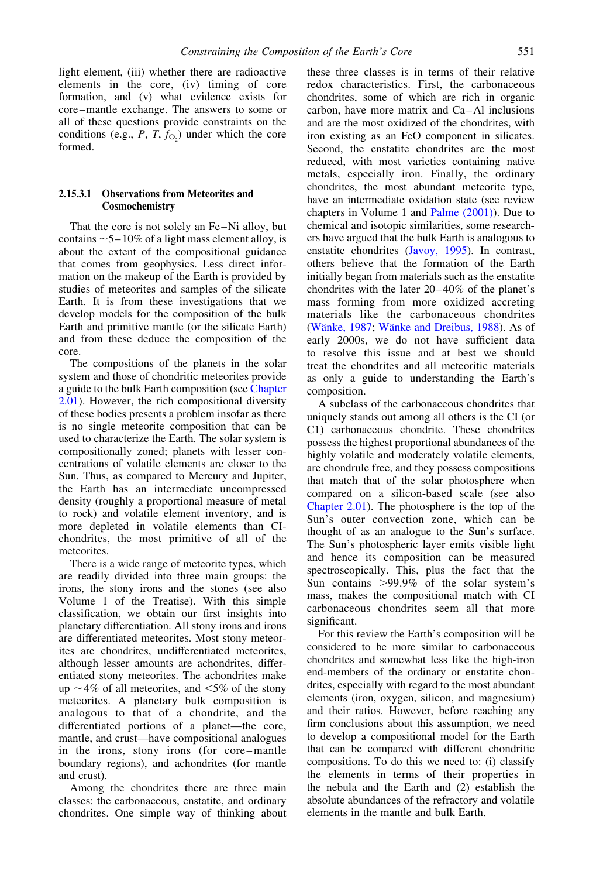light element, (iii) whether there are radioactive elements in the core, (iv) timing of core formation, and (v) what evidence exists for core–mantle exchange. The answers to some or all of these questions provide constraints on the conditions (e.g., $P$, $T$, $f_{O_2}$) under which the core formed.

### 2.15.3.1 Observations from Meteorites and Cosmochemistry

That the core is not solely an Fe–Ni alloy, but contains ~5–10% of a light mass element alloy, is about the extent of the compositional guidance that comes from geophysics. Less direct information on the makeup of the Earth is provided by studies of meteorites and samples of the silicate Earth. It is from these investigations that we develop models for the composition of the bulk Earth and primitive mantle (or the silicate Earth) and from these deduce the composition of the core.

The compositions of the planets in the solar system and those of chondritic meteorites provide a guide to the bulk Earth composition (see Chapter 2.01). However, the rich compositional diversity of these bodies presents a problem insofar as there is no single meteorite composition that can be used to characterize the Earth. The solar system is compositionally zoned; planets with lesser concentrations of volatile elements are closer to the Sun. Thus, as compared to Mercury and Jupiter, the Earth has an intermediate uncompressed density (roughly a proportional measure of metal to rock) and volatile element inventory, and is more depleted in volatile elements than CI-chondrites, the most primitive of all of the meteorites.

There is a wide range of meteorite types, which are readily divided into three main groups: the irons, the stony irons and the stones (see also Volume 1 of the Treatise). With this simple classification, we obtain our first insights into planetary differentiation. All stony irons and irons are differentiated meteorites. Most stony meteorites are chondrites, undifferentiated meteorites, although lesser amounts are achondrites, differentiated stony meteorites. The achondrites make up ~4% of all meteorites, and <5% of the stony meteorites. A planetary bulk composition is analogous to that of a chondrite, and the differentiated portions of a planet—the core, mantle, and crust—have compositional analogues in the irons, stony irons (for core–mantle boundary regions), and achondrites (for mantle and crust).

Among the chondrites there are three main classes: the carbonaceous, enstatite, and ordinary chondrites. One simple way of thinking about these three classes is in terms of their relative redox characteristics. First, the carbonaceous chondrites, some of which are rich in organic carbon, have more matrix and Ca–Al inclusions and are the most oxidized of the chondrites, with iron existing as an FeO component in silicates. Second, the enstatite chondrites are the most reduced, with most varieties containing native metals, especially iron. Finally, the ordinary chondrites, the most abundant meteorite type, have an intermediate oxidation state (see review chapters in Volume 1 and Palme (2001)). Due to chemical and isotopic similarities, some researchers have argued that the bulk Earth is analogous to enstatite chondrites (Javoy, 1995). In contrast, others believe that the formation of the Earth initially began from materials such as the enstatite chondrites with the later 20–40% of the planet's mass forming from more oxidized accreting materials like the carbonaceous chondrites (Wänke, 1987; Wänke and Dreibus, 1988). As of early 2000s, we do not have sufficient data to resolve this issue and at best we should treat the chondrites and all meteoritic materials as only a guide to understanding the Earth's composition.

A subclass of the carbonaceous chondrites that uniquely stands out among all others is the CI (or C1) carbonaceous chondrite. These chondrites possess the highest proportional abundances of the highly volatile and moderately volatile elements, are chondrule free, and they possess compositions that match that of the solar photosphere when compared on a silicon-based scale (see also Chapter 2.01). The photosphere is the top of the Sun's outer convection zone, which can be thought of as an analogue to the Sun's surface. The Sun's photospheric layer emits visible light and hence its composition can be measured spectroscopically. This, plus the fact that the Sun contains >99.9% of the solar system's mass, makes the compositional match with CI carbonaceous chondrites seem all that more significant.

For this review the Earth's composition will be considered to be more similar to carbonaceous chondrites and somewhat less like the high-iron end-members of the ordinary or enstatite chondrites, especially with regard to the most abundant elements (iron, oxygen, silicon, and magnesium) and their ratios. However, before reaching any firm conclusions about this assumption, we need to develop a compositional model for the Earth that can be compared with different chondritic compositions. To do this we need to: (i) classify the elements in terms of their properties in the nebula and the Earth and (2) establish the absolute abundances of the refractory and volatile elements in the mantle and bulk Earth.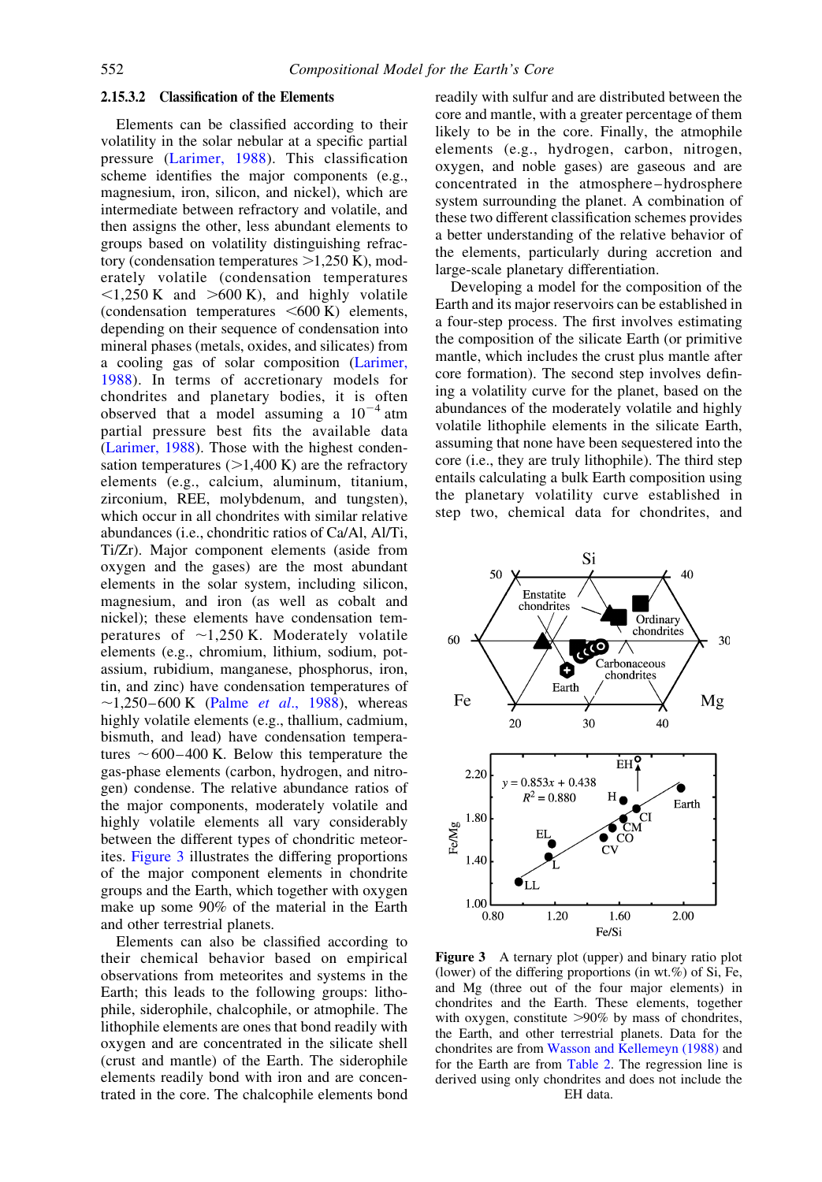### 2.15.3.2 Classification of the Elements

Elements can be classified according to their volatility in the solar nebular at a specific partial pressure (Larimer, 1988). This classification scheme identifies the major components (e.g., magnesium, iron, silicon, and nickel), which are intermediate between refractory and volatile, and then assigns the other, less abundant elements to groups based on volatility distinguishing refractory (condensation temperatures >1,250 K), moderately volatile (condensation temperatures <1,250 K and >600 K), and highly volatile (condensation temperatures <600 K) elements, depending on their sequence of condensation into mineral phases (metals, oxides, and silicates) from a cooling gas of solar composition (Larimer, 1988). In terms of accretionary models for chondrites and planetary bodies, it is often observed that a model assuming a $10^{-4}$ atm partial pressure best fits the available data (Larimer, 1988). Those with the highest condensation temperatures (>1,400 K) are the refractory elements (e.g., calcium, aluminum, titanium, zirconium, REE, molybdenum, and tungsten), which occur in all chondrites with similar relative abundances (i.e., chondritic ratios of Ca/Al, Al/Ti, Ti/Zr). Major component elements (aside from oxygen and the gases) are the most abundant elements in the solar system, including silicon, magnesium, and iron (as well as cobalt and nickel); these elements have condensation temperatures of ~1,250 K. Moderately volatile elements (e.g., chromium, lithium, sodium, potassium, rubidium, manganese, phosphorus, iron, tin, and zinc) have condensation temperatures of ~1,250–600 K (Palme *et al.*, 1988), whereas highly volatile elements (e.g., thallium, cadmium, bismuth, and lead) have condensation temperatures ~600–400 K. Below this temperature the gas-phase elements (carbon, hydrogen, and nitrogen) condense. The relative abundance ratios of the major components, moderately volatile and highly volatile elements all vary considerably between the different types of chondritic meteorites. Figure 3 illustrates the differing proportions of the major component elements in chondrite groups and the Earth, which together with oxygen make up some 90% of the material in the Earth and other terrestrial planets.

Elements can also be classified according to their chemical behavior based on empirical observations from meteorites and systems in the Earth; this leads to the following groups: lithophile, siderophile, chalcophile, or atmophile. The lithophile elements are ones that bond readily with oxygen and are concentrated in the silicate shell (crust and mantle) of the Earth. The siderophile elements readily bond with iron and are concentrated in the core. The chalcophile elements bond readily with sulfur and are distributed between the core and mantle, with a greater percentage of them likely to be in the core. Finally, the atmophile elements (e.g., hydrogen, carbon, nitrogen, oxygen, and noble gases) are gaseous and are concentrated in the atmosphere–hydrosphere system surrounding the planet. A combination of these two different classification schemes provides a better understanding of the relative behavior of the elements, particularly during accretion and large-scale planetary differentiation.

Developing a model for the composition of the Earth and its major reservoirs can be established in a four-step process. The first involves estimating the composition of the silicate Earth (or primitive mantle, which includes the crust plus mantle after core formation). The second step involves defining a volatility curve for the planet, based on the abundances of the moderately volatile and highly volatile lithophile elements in the silicate Earth, assuming that none have been sequestered into the core (i.e., they are truly lithophile). The third step entails calculating a bulk Earth composition using the planetary volatility curve established in step two, chemical data for chondrites, and

**Figure 3** A ternary plot (upper) and binary ratio plot (lower) of the differing proportions (in wt.%) of Si, Fe, and Mg (three out of the four major elements) in chondrites and the Earth. These elements, together with oxygen, constitute >90% by mass of chondrites, the Earth, and other terrestrial planets. Data for the chondrites are from Wasson and Kellemeyn (1988) and for the Earth are from Table 2. The regression line is derived using only chondrites and does not include the EH data.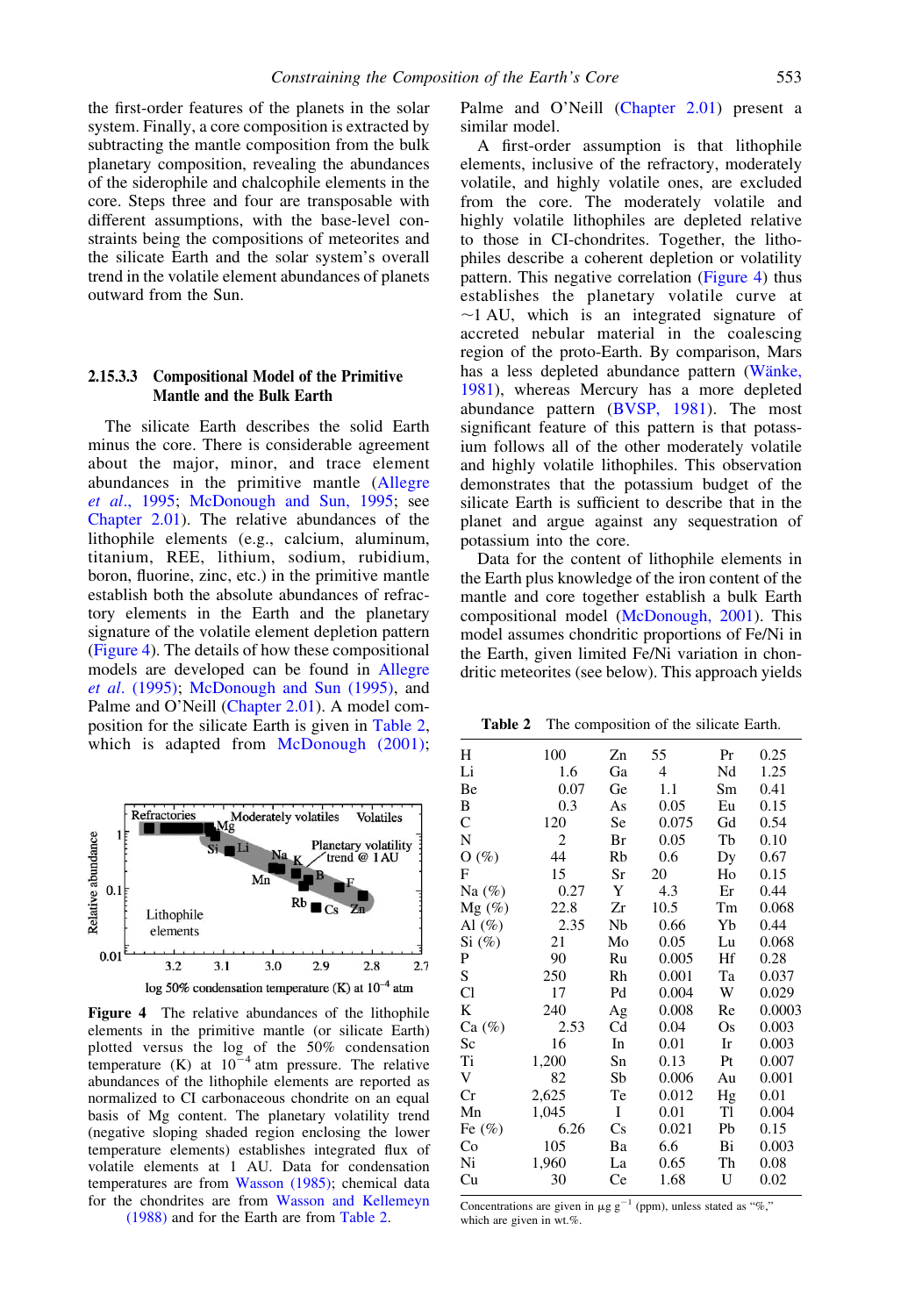the first-order features of the planets in the solar system. Finally, a core composition is extracted by subtracting the mantle composition from the bulk planetary composition, revealing the abundances of the siderophile and chalcophile elements in the core. Steps three and four are transposable with different assumptions, with the base-level constraints being the compositions of meteorites and the silicate Earth and the solar system's overall trend in the volatile element abundances of planets outward from the Sun.

### 2.15.3.3 Compositional Model of the Primitive Mantle and the Bulk Earth

The silicate Earth describes the solid Earth minus the core. There is considerable agreement about the major, minor, and trace element abundances in the primitive mantle (Allegre *et al*., 1995; McDonough and Sun, 1995; see Chapter 2.01). The relative abundances of the lithophile elements (e.g., calcium, aluminum, titanium, REE, lithium, sodium, rubidium, boron, fluorine, zinc, etc.) in the primitive mantle establish both the absolute abundances of refractory elements in the Earth and the planetary signature of the volatile element depletion pattern (Figure 4). The details of how these compositional models are developed can be found in Allegre *et al*. (1995); McDonough and Sun (1995), and Palme and O'Neill (Chapter 2.01). A model composition for the silicate Earth is given in Table 2, which is adapted from McDonough (2001); Palme and O'Neill (Chapter 2.01) present a similar model.

**Figure 4** The relative abundances of the lithophile elements in the primitive mantle (or silicate Earth) plotted versus the log of the 50% condensation temperature (K) at $10^{-4}$ atm pressure. The relative abundances of the lithophile elements are reported as normalized to CI carbonaceous chondrite on an equal basis of Mg content. The planetary volatility trend (negative sloping shaded region enclosing the lower temperature elements) establishes integrated flux of volatile elements at 1 AU. Data for condensation temperatures are from Wasson (1985); chemical data for the chondrites are from Wasson and Kellemeyn (1988) and for the Earth are from Table 2.

A first-order assumption is that lithophile elements, inclusive of the refractory, moderately volatile, and highly volatile ones, are excluded from the core. The moderately volatile and highly volatile lithophiles are depleted relative to those in CI-chondrites. Together, the lithophiles describe a coherent depletion or volatility pattern. This negative correlation (Figure 4) thus establishes the planetary volatile curve at ~1 AU, which is an integrated signature of accreted nebular material in the coalescing region of the proto-Earth. By comparison, Mars has a less depleted abundance pattern (Wänke, 1981), whereas Mercury has a more depleted abundance pattern (BVSP, 1981). The most significant feature of this pattern is that potassium follows all of the other moderately volatile and highly volatile lithophiles. This observation demonstrates that the potassium budget of the silicate Earth is sufficient to describe that in the planet and argue against any sequestration of potassium into the core.

Data for the content of lithophile elements in the Earth plus knowledge of the iron content of the mantle and core together establish a bulk Earth compositional model (McDonough, 2001). This model assumes chondritic proportions of Fe/Ni in the Earth, given limited Fe/Ni variation in chondritic meteorites (see below). This approach yields

**Table 2** The composition of the silicate Earth.

| | | | | | |
|---|---|---|---|---|---|
| H | 100 | Zn | 55 | Pr | 0.25 |
| Li | 1.6 | Ga | 4 | Nd | 1.25 |
| Be | 0.07 | Ge | 1.1 | Sm | 0.41 |
| B | 0.3 | As | 0.05 | Eu | 0.15 |
| C | 120 | Se | 0.075 | Gd | 0.54 |
| N | 2 | Br | 0.05 | Tb | 0.10 |
| O (%) | 44 | Rb | 0.6 | Dy | 0.67 |
| F | 15 | Sr | 20 | Ho | 0.15 |
| Na (%) | 0.27 | Y | 4.3 | Er | 0.44 |
| Mg (%) | 22.8 | Zr | 10.5 | Tm | 0.068 |
| Al (%) | 2.35 | Nb | 0.66 | Yb | 0.44 |
| Si (%) | 21 | Mo | 0.05 | Lu | 0.068 |
| P | 90 | Ru | 0.005 | Hf | 0.28 |
| S | 250 | Rh | 0.001 | Ta | 0.037 |
| Cl | 17 | Pd | 0.004 | W | 0.029 |
| K | 240 | Ag | 0.008 | Re | 0.0003 |
| Ca (%) | 2.53 | Cd | 0.04 | Os | 0.003 |
| Sc | 16 | In | 0.01 | Ir | 0.003 |
| Ti | 1,200 | Sn | 0.13 | Pt | 0.007 |
| V | 82 | Sb | 0.006 | Au | 0.001 |
| Cr | 2,625 | Te | 0.012 | Hg | 0.01 |
| Mn | 1,045 | I | 0.01 | Tl | 0.004 |
| Fe (%) | 6.26 | Cs | 0.021 | Pb | 0.15 |
| Co | 105 | Ba | 6.6 | Bi | 0.003 |
| Ni | 1,960 | La | 0.65 | Th | 0.08 |
| Cu | 30 | Ce | 1.68 | U | 0.02 |

Concentrations are given in $\mu g\ g^{-1}$ (ppm), unless stated as "%," which are given in wt.%.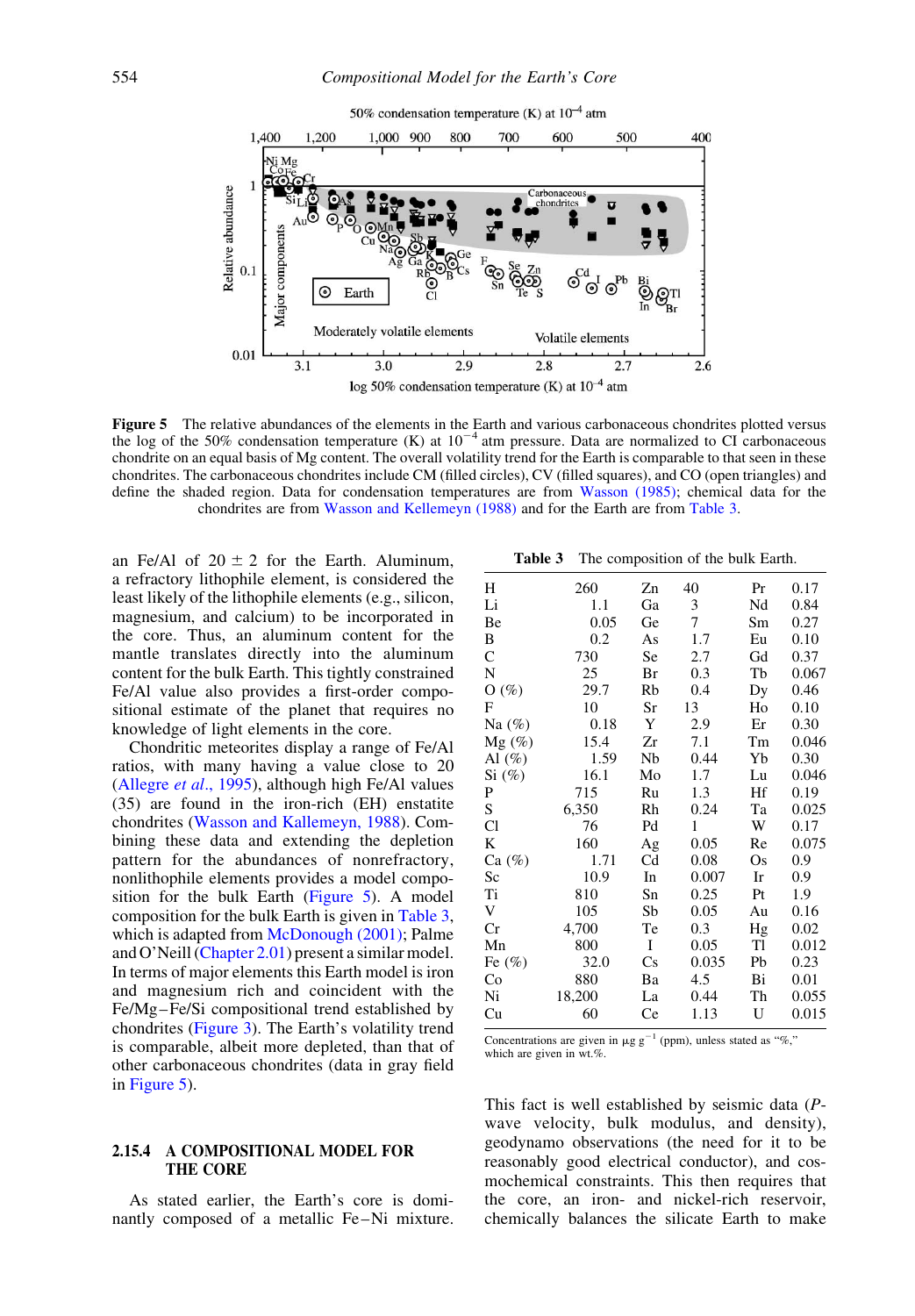**Figure 5** The relative abundances of the elements in the Earth and various carbonaceous chondrites plotted versus the log of the 50% condensation temperature (K) at $10^{-4}$ atm pressure. Data are normalized to CI carbonaceous chondrite on an equal basis of Mg content. The overall volatility trend for the Earth is comparable to that seen in these chondrites. The carbonaceous chondrites include CM (filled circles), CV (filled squares), and CO (open triangles) and define the shaded region. Data for condensation temperatures are from Wasson (1985); chemical data for the chondrites are from Wasson and Kellemeyn (1988) and for the Earth are from Table 3.

an Fe/Al of 20 ± 2 for the Earth. Aluminum, a refractory lithophile element, is considered the least likely of the lithophile elements (e.g., silicon, magnesium, and calcium) to be incorporated in the core. Thus, an aluminum content for the mantle translates directly into the aluminum content for the bulk Earth. This tightly constrained Fe/Al value also provides a first-order compositional estimate of the planet that requires no knowledge of light elements in the core.

Chondritic meteorites display a range of Fe/Al ratios, with many having a value close to 20 (Allegre *et al*., 1995), although high Fe/Al values (35) are found in the iron-rich (EH) enstatite chondrites (Wasson and Kallemeyn, 1988). Combining these data and extending the depletion pattern for the abundances of nonrefractory, nonlithophile elements provides a model composition for the bulk Earth (Figure 5). A model composition for the bulk Earth is given in Table 3, which is adapted from McDonough (2001); Palme and O'Neill (Chapter 2.01) present a similar model. In terms of major elements this Earth model is iron and magnesium rich and coincident with the Fe/Mg–Fe/Si compositional trend established by chondrites (Figure 3). The Earth's volatility trend is comparable, albeit more depleted, than that of other carbonaceous chondrites (data in gray field in Figure 5).

**Table 3** The composition of the bulk Earth.

| | | | | | |
|---|---|---|---|---|---|
| H | 260 | Zn | 40 | Pr | 0.17 |
| Li | 1.1 | Ga | 3 | Nd | 0.84 |
| Be | 0.05 | Ge | 7 | Sm | 0.27 |
| B | 0.2 | As | 1.7 | Eu | 0.10 |
| C | 730 | Se | 2.7 | Gd | 0.37 |
| N | 25 | Br | 0.3 | Tb | 0.067 |
| O (%) | 29.7 | Rb | 0.4 | Dy | 0.46 |
| F | 10 | Sr | 13 | Ho | 0.10 |
| Na (%) | 0.18 | Y | 2.9 | Er | 0.30 |
| Mg (%) | 15.4 | Zr | 7.1 | Tm | 0.046 |
| Al (%) | 1.59 | Nb | 0.44 | Yb | 0.30 |
| Si (%) | 16.1 | Mo | 1.7 | Lu | 0.046 |
| P | 715 | Ru | 1.3 | Hf | 0.19 |
| S | 6,350 | Rh | 0.24 | Ta | 0.025 |
| Cl | 76 | Pd | 1 | W | 0.17 |
| K | 160 | Ag | 0.05 | Re | 0.075 |
| Ca (%) | 1.71 | Cd | 0.08 | Os | 0.9 |
| Sc | 10.9 | In | 0.007 | Ir | 0.9 |
| Ti | 810 | Sn | 0.25 | Pt | 1.9 |
| V | 105 | Sb | 0.05 | Au | 0.16 |
| Cr | 4,700 | Te | 0.3 | Hg | 0.02 |
| Mn | 800 | I | 0.05 | Tl | 0.012 |
| Fe (%) | 32.0 | Cs | 0.035 | Pb | 0.23 |
| Co | 880 | Ba | 4.5 | Bi | 0.01 |
| Ni | 18,200 | La | 0.44 | Th | 0.055 |
| Cu | 60 | Ce | 1.13 | U | 0.015 |

Concentrations are given in $\mu g\ g^{-1}$ (ppm), unless stated as "%," which are given in wt.%.

## 2.15.4 A COMPOSITIONAL MODEL FOR THE CORE

As stated earlier, the Earth's core is dominantly composed of a metallic Fe–Ni mixture. This fact is well established by seismic data (*P*-wave velocity, bulk modulus, and density), geodynamo observations (the need for it to be reasonably good electrical conductor), and cosmochemical constraints. This then requires that the core, an iron- and nickel-rich reservoir, chemically balances the silicate Earth to make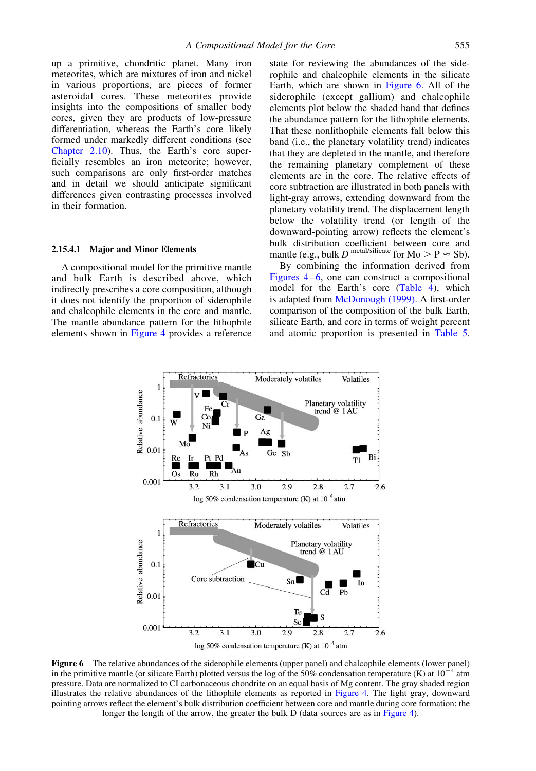up a primitive, chondritic planet. Many iron meteorites, which are mixtures of iron and nickel in various proportions, are pieces of former asteroidal cores. These meteorites provide insights into the compositions of smaller body cores, given they are products of low-pressure differentiation, whereas the Earth's core likely formed under markedly different conditions (see Chapter 2.10). Thus, the Earth's core superficially resembles an iron meteorite; however, such comparisons are only first-order matches and in detail we should anticipate significant differences given contrasting processes involved in their formation.

### 2.15.4.1 Major and Minor Elements

A compositional model for the primitive mantle and bulk Earth is described above, which indirectly prescribes a core composition, although it does not identify the proportion of siderophile and chalcophile elements in the core and mantle. The mantle abundance pattern for the lithophile elements shown in Figure 4 provides a reference state for reviewing the abundances of the siderophile and chalcophile elements in the silicate Earth, which are shown in Figure 6. All of the siderophile (except gallium) and chalcophile elements plot below the shaded band that defines the abundance pattern for the lithophile elements. That these nonlithophile elements fall below this band (i.e., the planetary volatility trend) indicates that they are depleted in the mantle, and therefore the remaining planetary complement of these elements are in the core. The relative effects of core subtraction are illustrated in both panels with light-gray arrows, extending downward from the planetary volatility trend. The displacement length below the volatility trend (or length of the downward-pointing arrow) reflects the element's bulk distribution coefficient between core and mantle (e.g., bulk $D^{\text{metal/silicate}}$ for Mo > P ≈ Sb).

By combining the information derived from Figures 4–6, one can construct a compositional model for the Earth's core (Table 4), which is adapted from McDonough (1999). A first-order comparison of the composition of the bulk Earth, silicate Earth, and core in terms of weight percent and atomic proportion is presented in Table 5.

**Figure 6** The relative abundances of the siderophile elements (upper panel) and chalcophile elements (lower panel) in the primitive mantle (or silicate Earth) plotted versus the log of the 50% condensation temperature (K) at $10^{-4}$ atm pressure. Data are normalized to CI carbonaceous chondrite on an equal basis of Mg content. The gray shaded region illustrates the relative abundances of the lithophile elements as reported in Figure 4. The light gray, downward pointing arrows reflect the element's bulk distribution coefficient between core and mantle during core formation; the longer the length of the arrow, the greater the bulk D (data sources are as in Figure 4).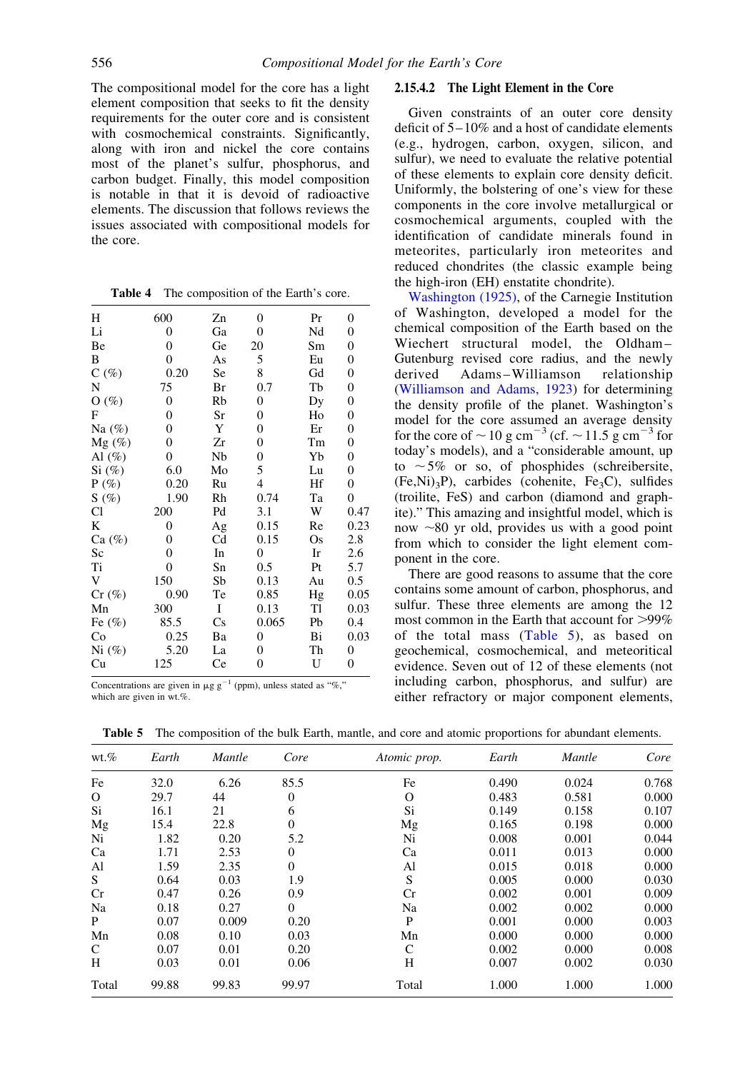The compositional model for the core has a light element composition that seeks to fit the density requirements for the outer core and is consistent with cosmochemical constraints. Significantly, along with iron and nickel the core contains most of the planet's sulfur, phosphorus, and carbon budget. Finally, this model composition is notable in that it is devoid of radioactive elements. The discussion that follows reviews the issues associated with compositional models for the core.

**Table 4** The composition of the Earth's core.

| | | | | | |
|---|---|---|---|---|---|
| H | 600 | Zn | 0 | Pr | 0 |
| Li | 0 | Ga | 0 | Nd | 0 |
| Be | 0 | Ge | 20 | Sm | 0 |
| B | 0 | As | 5 | Eu | 0 |
| C (%) | 0.20 | Se | 8 | Gd | 0 |
| N | 75 | Br | 0.7 | Tb | 0 |
| O (%) | 0 | Rb | 0 | Dy | 0 |
| F | 0 | Sr | 0 | Ho | 0 |
| Na (%) | 0 | Y | 0 | Er | 0 |
| Mg (%) | 0 | Zr | 0 | Tm | 0 |
| Al (%) | 0 | Nb | 0 | Yb | 0 |
| Si (%) | 6.0 | Mo | 5 | Lu | 0 |
| P (%) | 0.20 | Ru | 4 | Hf | 0 |
| S (%) | 1.90 | Rh | 0.74 | Ta | 0 |
| Cl | 200 | Pd | 3.1 | W | 0.47 |
| K | 0 | Ag | 0.15 | Re | 0.23 |
| Ca (%) | 0 | Cd | 0.15 | Os | 2.8 |
| Sc | 0 | In | 0 | Ir | 2.6 |
| Ti | 0 | Sn | 0.5 | Pt | 5.7 |
| V | 150 | Sb | 0.13 | Au | 0.5 |
| Cr (%) | 0.90 | Te | 0.85 | Hg | 0.05 |
| Mn | 300 | I | 0.13 | Tl | 0.03 |
| Fe (%) | 85.5 | Cs | 0.065 | Pb | 0.4 |
| Co | 0.25 | Ba | 0 | Bi | 0.03 |
| Ni (%) | 5.20 | La | 0 | Th | 0 |
| Cu | 125 | Ce | 0 | U | 0 |

Concentrations are given in $\mu g\ g^{-1}$ (ppm), unless stated as "%," which are given in wt.%.

### 2.15.4.2 The Light Element in the Core

Given constraints of an outer core density deficit of 5–10% and a host of candidate elements (e.g., hydrogen, carbon, oxygen, silicon, and sulfur), we need to evaluate the relative potential of these elements to explain core density deficit. Uniformly, the bolstering of one's view for these components in the core involve metallurgical or cosmochemical arguments, coupled with the identification of candidate minerals found in meteorites, particularly iron meteorites and reduced chondrites (the classic example being the high-iron (EH) enstatite chondrite).

Washington (1925), of the Carnegie Institution of Washington, developed a model for the chemical composition of the Earth based on the Wiechert structural model, the Oldham–Gutenburg revised core radius, and the newly derived Adams–Williamson relationship (Williamson and Adams, 1923) for determining the density profile of the planet. Washington's model for the core assumed an average density for the core of $\sim 10\ g\ cm^{-3}$ (cf. $\sim 11.5\ g\ cm^{-3}$ for today's models), and a "considerable amount, up to $\sim$5% or so, of phosphides (schreibersite, $(Fe,Ni)_3P$), carbides (cohenite, $Fe_3C$), sulfides (troilite, FeS) and carbon (diamond and graphite)." This amazing and insightful model, which is now $\sim$80 yr old, provides us with a good point from which to consider the light element component in the core.

There are good reasons to assume that the core contains some amount of carbon, phosphorus, and sulfur. These three elements are among the 12 most common in the Earth that account for >99% of the total mass (Table 5), as based on geochemical, cosmochemical, and meteoritical evidence. Seven out of 12 of these elements (not including carbon, phosphorus, and sulfur) are either refractory or major component elements,

**Table 5** The composition of the bulk Earth, mantle, and core and atomic proportions for abundant elements.

| wt.% | Earth | Mantle | Core | Atomic prop. | Earth | Mantle | Core |
|---|---|---|---|---|---|---|---|
| Fe | 32.0 | 6.26 | 85.5 | Fe | 0.490 | 0.024 | 0.768 |
| O | 29.7 | 44 | 0 | O | 0.483 | 0.581 | 0.000 |
| Si | 16.1 | 21 | 6 | Si | 0.149 | 0.158 | 0.107 |
| Mg | 15.4 | 22.8 | 0 | Mg | 0.165 | 0.198 | 0.000 |
| Ni | 1.82 | 0.20 | 5.2 | Ni | 0.008 | 0.001 | 0.044 |
| Ca | 1.71 | 2.53 | 0 | Ca | 0.011 | 0.013 | 0.000 |
| Al | 1.59 | 2.35 | 0 | Al | 0.015 | 0.018 | 0.000 |
| S | 0.64 | 0.03 | 1.9 | S | 0.005 | 0.000 | 0.030 |
| Cr | 0.47 | 0.26 | 0.9 | Cr | 0.002 | 0.001 | 0.009 |
| Na | 0.18 | 0.27 | 0 | Na | 0.002 | 0.002 | 0.000 |
| P | 0.07 | 0.009 | 0.20 | P | 0.001 | 0.000 | 0.003 |
| Mn | 0.08 | 0.10 | 0.03 | Mn | 0.000 | 0.000 | 0.000 |
| C | 0.07 | 0.01 | 0.20 | C | 0.002 | 0.000 | 0.008 |
| H | 0.03 | 0.01 | 0.06 | H | 0.007 | 0.002 | 0.030 |
| Total | 99.88 | 99.83 | 99.97 | Total | 1.000 | 1.000 | 1.000 |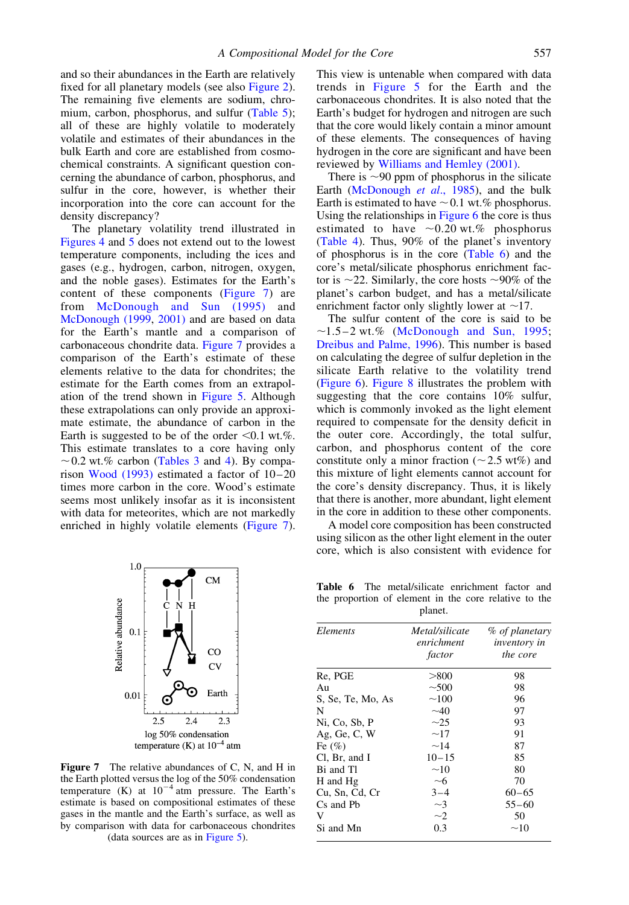and so their abundances in the Earth are relatively fixed for all planetary models (see also Figure 2). The remaining five elements are sodium, chromium, carbon, phosphorus, and sulfur (Table 5); all of these are highly volatile to moderately volatile and estimates of their abundances in the bulk Earth and core are established from cosmochemical constraints. A significant question concerning the abundance of carbon, phosphorus, and sulfur in the core, however, is whether their incorporation into the core can account for the density discrepancy?

The planetary volatility trend illustrated in Figures 4 and 5 does not extend out to the lowest temperature components, including the ices and gases (e.g., hydrogen, carbon, nitrogen, oxygen, and the noble gases). Estimates for the Earth's content of these components (Figure 7) are from McDonough and Sun (1995) and McDonough (1999, 2001) and are based on data for the Earth's mantle and a comparison of carbonaceous chondrite data. Figure 7 provides a comparison of the Earth's estimate of these elements relative to the data for chondrites; the estimate for the Earth comes from an extrapolation of the trend shown in Figure 5. Although these extrapolations can only provide an approximate estimate, the abundance of carbon in the Earth is suggested to be of the order <0.1 wt.%. This estimate translates to a core having only ~0.2 wt.% carbon (Tables 3 and 4). By comparison Wood (1993) estimated a factor of 10–20 times more carbon in the core. Wood's estimate seems most unlikely insofar as it is inconsistent with data for meteorites, which are not markedly enriched in highly volatile elements (Figure 7).

**Figure 7** The relative abundances of C, N, and H in the Earth plotted versus the log of the 50% condensation temperature (K) at $10^{-4}$ atm pressure. The Earth's estimate is based on compositional estimates of these gases in the mantle and the Earth's surface, as well as by comparison with data for carbonaceous chondrites (data sources are as in Figure 5).

This view is untenable when compared with data trends in Figure 5 for the Earth and the carbonaceous chondrites. It is also noted that the Earth's budget for hydrogen and nitrogen are such that the core would likely contain a minor amount of these elements. The consequences of having hydrogen in the core are significant and have been reviewed by Williams and Hemley (2001).

There is ~90 ppm of phosphorus in the silicate Earth (McDonough *et al.*, 1985), and the bulk Earth is estimated to have ~0.1 wt.% phosphorus. Using the relationships in Figure 6 the core is thus estimated to have ~0.20 wt.% phosphorus (Table 4). Thus, 90% of the planet's inventory of phosphorus is in the core (Table 6) and the core's metal/silicate phosphorus enrichment factor is ~22. Similarly, the core hosts ~90% of the planet's carbon budget, and has a metal/silicate enrichment factor only slightly lower at ~17.

The sulfur content of the core is said to be ~1.5–2 wt.% (McDonough and Sun, 1995; Dreibus and Palme, 1996). This number is based on calculating the degree of sulfur depletion in the silicate Earth relative to the volatility trend (Figure 6). Figure 8 illustrates the problem with suggesting that the core contains 10% sulfur, which is commonly invoked as the light element required to compensate for the density deficit in the outer core. Accordingly, the total sulfur, carbon, and phosphorus content of the core constitute only a minor fraction (~2.5 wt%) and this mixture of light elements cannot account for the core's density discrepancy. Thus, it is likely that there is another, more abundant, light element in the core in addition to these other components.

A model core composition has been constructed using silicon as the other light element in the outer core, which is also consistent with evidence for

**Table 6** The metal/silicate enrichment factor and the proportion of element in the core relative to the planet.

| *Elements* | *Metal/silicate enrichment factor* | *% of planetary inventory in the core* |
|---|---|---|
| Re, PGE | >800 | 98 |
| Au | ~500 | 98 |
| S, Se, Te, Mo, As | ~100 | 96 |
| N | ~40 | 97 |
| Ni, Co, Sb, P | ~25 | 93 |
| Ag, Ge, C, W | ~17 | 91 |
| Fe (%) | ~14 | 87 |
| Cl, Br, and I | 10–15 | 85 |
| Bi and Tl | ~10 | 80 |
| H and Hg | ~6 | 70 |
| Cu, Sn, Cd, Cr | 3–4 | 60–65 |
| Cs and Pb | ~3 | 55–60 |
| V | ~2 | 50 |
| Si and Mn | 0.3 | ~10 |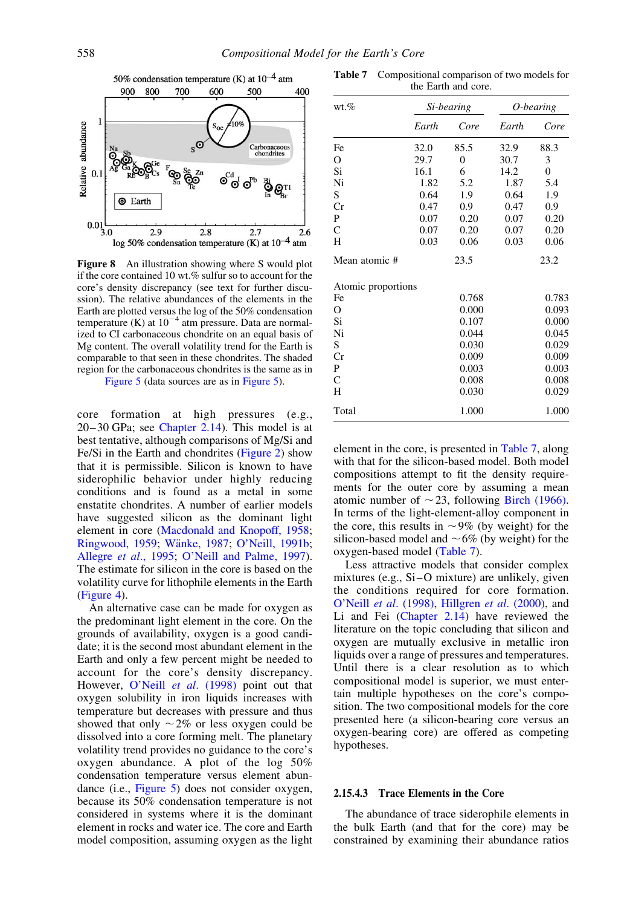Figure 8 An illustration showing where S would plot if the core contained 10 wt.% sulfur so to account for the core's density discrepancy (see text for further discussion). The relative abundances of the elements in the Earth are plotted versus the log of the 50% condensation temperature (K) at $10^{-4}$ atm pressure. Data are normalized to CI carbonaceous chondrite on an equal basis of Mg content. The overall volatility trend for the Earth is comparable to that seen in these chondrites. The shaded region for the carbonaceous chondrites is the same as in Figure 5 (data sources are as in Figure 5).

core formation at high pressures (e.g., 20–30 GPa; see Chapter 2.14). This model is at best tentative, although comparisons of Mg/Si and Fe/Si in the Earth and chondrites (Figure 2) show that it is permissible. Silicon is known to have siderophile behavior under highly reducing conditions and is found as a metal in some enstatite chondrites. A number of earlier models have suggested silicon as the dominant light element in core (Macdonald and Knopoff, 1958; Ringwood, 1959; Wänke, 1987; O'Neill, 1991b; Allegre *et al*., 1995; O'Neill and Palme, 1997). The estimate for silicon in the core is based on the volatility curve for lithophile elements in the Earth (Figure 4).

An alternative case can be made for oxygen as the predominant light element in the core. On the grounds of availability, oxygen is a good candidate; it is the second most abundant element in the Earth and only a few percent might be needed to account for the core's density discrepancy. However, O'Neill *et al*. (1998) point out that oxygen solubility in iron liquids increases with temperature but decreases with pressure and thus showed that only ~2% or less oxygen could be dissolved into a core forming melt. The planetary volatility trend provides no guidance to the core's oxygen abundance. A plot of the log 50% condensation temperature versus element abundance (i.e., Figure 5) does not consider oxygen, because its 50% condensation temperature is not considered in systems where it is the dominant element in rocks and water ice. The core and Earth model composition, assuming oxygen as the light element in the core, is presented in Table 7, along with that for the silicon-based model. Both model compositions attempt to fit the density requirements for the outer core by assuming a mean atomic number of ~23, following Birch (1966). In terms of the light-element-alloy component in the core, this results in ~9% (by weight) for the silicon-based model and ~6% (by weight) for the oxygen-based model (Table 7).

**Table 7** Compositional comparison of two models for the Earth and core.

| wt.% | *Si-bearing* | | *O-bearing* | |
|---|---|---|---|---|
| | *Earth* | *Core* | *Earth* | *Core* |
| Fe | 32.0 | 85.5 | 32.9 | 88.3 |
| O | 29.7 | 0 | 30.7 | 3 |
| Si | 16.1 | 6 | 14.2 | 0 |
| Ni | 1.82 | 5.2 | 1.87 | 5.4 |
| S | 0.64 | 1.9 | 0.64 | 1.9 |
| Cr | 0.47 | 0.9 | 0.47 | 0.9 |
| P | 0.07 | 0.20 | 0.07 | 0.20 |
| C | 0.07 | 0.20 | 0.07 | 0.20 |
| H | 0.03 | 0.06 | 0.03 | 0.06 |
| Mean atomic # | | 23.5 | | 23.2 |
| Atomic proportions | | | | |
| Fe | | 0.768 | | 0.783 |
| O | | 0.000 | | 0.093 |
| Si | | 0.107 | | 0.000 |
| Ni | | 0.044 | | 0.045 |
| S | | 0.030 | | 0.029 |
| Cr | | 0.009 | | 0.009 |
| P | | 0.003 | | 0.003 |
| C | | 0.008 | | 0.008 |
| H | | 0.030 | | 0.029 |
| Total | | 1.000 | | 1.000 |

Less attractive models that consider complex mixtures (e.g., Si–O mixture) are unlikely, given the conditions required for core formation. O'Neill *et al*. (1998), Hillgren *et al*. (2000), and Li and Fei (Chapter 2.14) have reviewed the literature on the topic concluding that silicon and oxygen are mutually exclusive in metallic iron liquids over a range of pressures and temperatures. Until there is a clear resolution as to which compositional model is superior, we must entertain multiple hypotheses on the core's composition. The two compositional models for the core presented here (a silicon-bearing core versus an oxygen-bearing core) are offered as competing hypotheses.

### 2.15.4.3 Trace Elements in the Core

The abundance of trace siderophile elements in the bulk Earth (and that for the core) may be constrained by examining their abundance ratios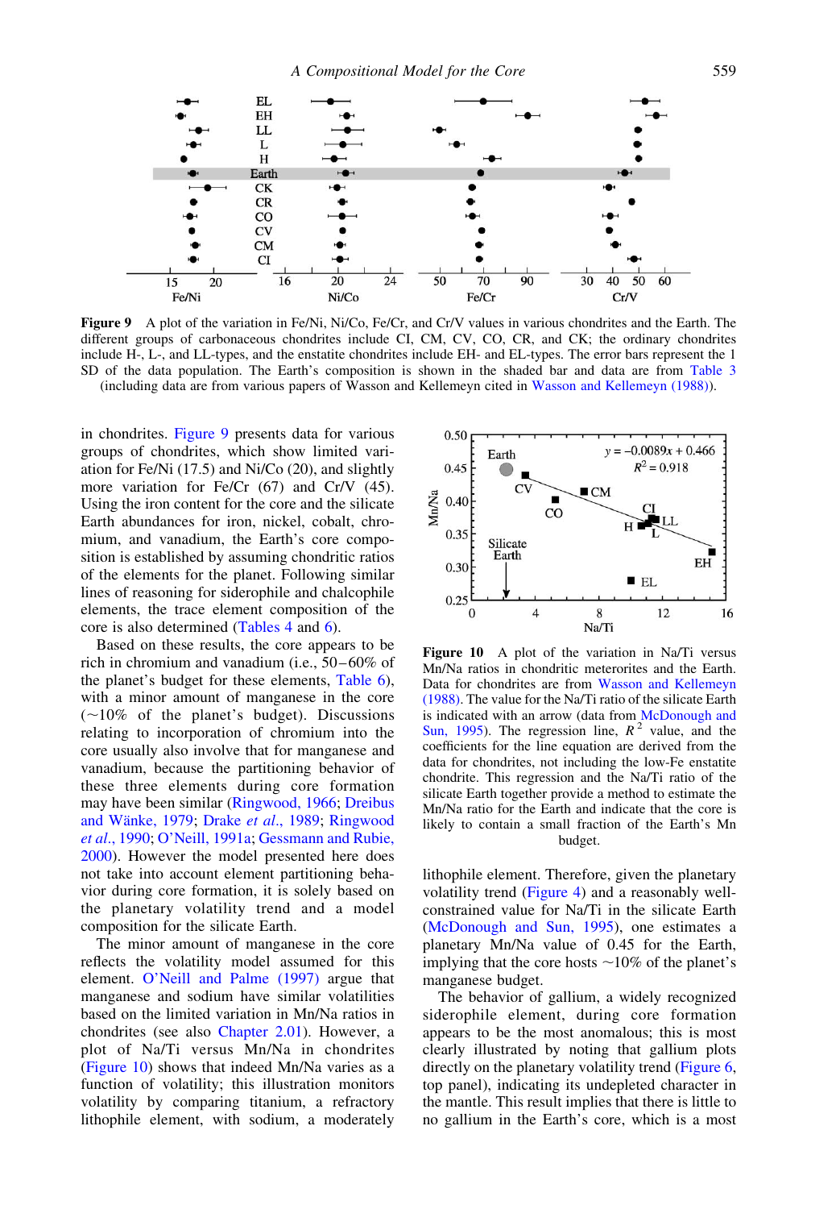Figure 9 A plot of the variation in Fe/Ni, Ni/Co, Fe/Cr, and Cr/V values in various chondrites and the Earth. The different groups of carbonaceous chondrites include CI, CM, CV, CO, CR, and CK; the ordinary chondrites include H-, L-, and LL-types, and the enstatite chondrites include EH- and EL-types. The error bars represent the 1 SD of the data population. The Earth's composition is shown in the shaded bar and data are from Table 3 (including data are from various papers of Wasson and Kellemeyn cited in Wasson and Kellemeyn (1988)).

in chondrites. Figure 9 presents data for various groups of chondrites, which show limited variation for Fe/Ni (17.5) and Ni/Co (20), and slightly more variation for Fe/Cr (67) and Cr/V (45). Using the iron content for the core and the silicate Earth abundances for iron, nickel, cobalt, chromium, and vanadium, the Earth's core composition is established by assuming chondritic ratios of the elements for the planet. Following similar lines of reasoning for siderophile and chalcophile elements, the trace element composition of the core is also determined (Tables 4 and 6).

Based on these results, the core appears to be rich in chromium and vanadium (i.e., 50–60% of the planet's budget for these elements, Table 6), with a minor amount of manganese in the core (~10% of the planet's budget). Discussions relating to incorporation of chromium into the core usually also involve that for manganese and vanadium, because the partitioning behavior of these three elements during core formation may have been similar (Ringwood, 1966; Dreibus and Wänke, 1979; Drake *et al*., 1989; Ringwood *et al*., 1990; O'Neill, 1991a; Gessmann and Rubie, 2000). However the model presented here does not take into account element partitioning behavior during core formation, it is solely based on the planetary volatility trend and a model composition for the silicate Earth.

The minor amount of manganese in the core reflects the volatility model assumed for this element. O'Neill and Palme (1997) argue that manganese and sodium have similar volatilities based on the limited variation in Mn/Na ratios in chondrites (see also Chapter 2.01). However, a plot of Na/Ti versus Mn/Na in chondrites (Figure 10) shows that indeed Mn/Na varies as a function of volatility; this illustration monitors volatility by comparing titanium, a refractory lithophile element, with sodium, a moderately

Figure 10 A plot of the variation in Na/Ti versus Mn/Na ratios in chondritic meteorites and the Earth. Data for chondrites are from Wasson and Kellemeyn (1988). The value for the Na/Ti ratio of the silicate Earth is indicated with an arrow (data from McDonough and Sun, 1995). The regression line, $R^2$ value, and the coefficients for the line equation are derived from the data for chondrites, not including the low-Fe enstatite chondrite. This regression and the Na/Ti ratio of the silicate Earth together provide a method to estimate the Mn/Na ratio for the Earth and indicate that the core is likely to contain a small fraction of the Earth's Mn budget.

lithophile element. Therefore, given the planetary volatility trend (Figure 4) and a reasonably well-constrained value for Na/Ti in the silicate Earth (McDonough and Sun, 1995), one estimates a planetary Mn/Na value of 0.45 for the Earth, implying that the core hosts ~10% of the planet's manganese budget.

The behavior of gallium, a widely recognized siderophile element, during core formation appears to be the most anomalous; this is most clearly illustrated by noting that gallium plots directly on the planetary volatility trend (Figure 6, top panel), indicating its undepleted character in the mantle. This result implies that there is little to no gallium in the Earth's core, which is a most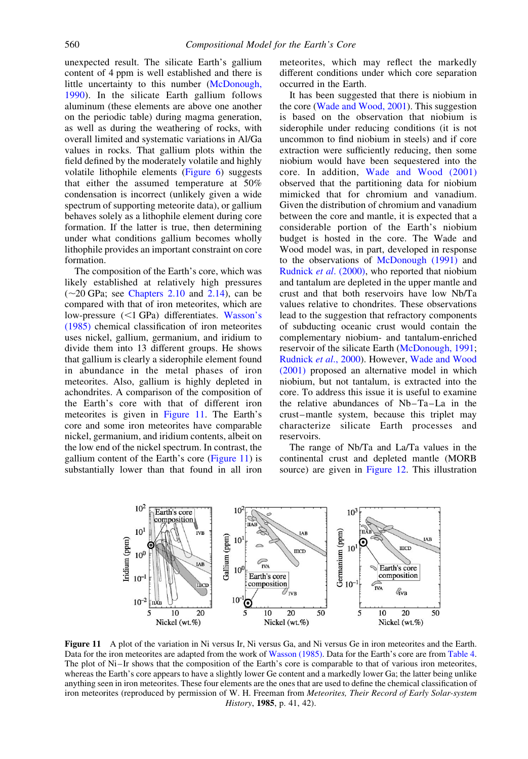unexpected result. The silicate Earth's gallium content of 4 ppm is well established and there is little uncertainty to this number (McDonough, 1990). In the silicate Earth gallium follows aluminum (these elements are above one another on the periodic table) during magma generation, as well as during the weathering of rocks, with overall limited and systematic variations in Al/Ga values in rocks. That gallium plots within the field defined by the moderately volatile and highly volatile lithophile elements (Figure 6) suggests that either the assumed temperature at 50% condensation is incorrect (unlikely given a wide spectrum of supporting meteorite data), or gallium behaves solely as a lithophile element during core formation. If the latter is true, then determining under what conditions gallium becomes wholly lithophile provides an important constraint on core formation.

The composition of the Earth's core, which was likely established at relatively high pressures (~20 GPa; see Chapters 2.10 and 2.14), can be compared with that of iron meteorites, which are low-pressure (<1 GPa) differentiates. Wasson's (1985) chemical classification of iron meteorites uses nickel, gallium, germanium, and iridium to divide them into 13 different groups. He shows that gallium is clearly a siderophile element found in abundance in the metal phases of iron meteorites. Also, gallium is highly depleted in achondrites. A comparison of the composition of the Earth's core with that of different iron meteorites is given in Figure 11. The Earth's core and some iron meteorites have comparable nickel, germanium, and iridium contents, albeit on the low end of the nickel spectrum. In contrast, the gallium content of the Earth's core (Figure 11) is substantially lower than that found in all iron meteorites, which may reflect the markedly different conditions under which core separation occurred in the Earth.

It has been suggested that there is niobium in the core (Wade and Wood, 2001). This suggestion is based on the observation that niobium is siderophile under reducing conditions (it is not uncommon to find niobium in steels) and if core extraction were sufficiently reducing, then some niobium would have been sequestered into the core. In addition, Wade and Wood (2001) observed that the partitioning data for niobium mimicked that for chromium and vanadium. Given the distribution of chromium and vanadium between the core and mantle, it is expected that a considerable portion of the Earth's niobium budget is hosted in the core. The Wade and Wood model was, in part, developed in response to the observations of McDonough (1991) and Rudnick *et al.* (2000), who reported that niobium and tantalum are depleted in the upper mantle and crust and that both reservoirs have low Nb/Ta values relative to chondrites. These observations lead to the suggestion that refractory components of subducting oceanic crust would contain the complementary niobium- and tantalum-enriched reservoir of the silicate Earth (McDonough, 1991; Rudnick *et al.*, 2000). However, Wade and Wood (2001) proposed an alternative model in which niobium, but not tantalum, is extracted into the core. To address this issue it is useful to examine the relative abundances of Nb–Ta–La in the crust–mantle system, because this triplet may characterize silicate Earth processes and reservoirs.

The range of Nb/Ta and La/Ta values in the continental crust and depleted mantle (MORB source) are given in Figure 12. This illustration

**Figure 11** A plot of the variation in Ni versus Ir, Ni versus Ga, and Ni versus Ge in iron meteorites and the Earth. Data for the iron meteorites are adapted from the work of Wasson (1985). Data for the Earth's core are from Table 4. The plot of Ni–Ir shows that the composition of the Earth's core is comparable to that of various iron meteorites, whereas the Earth's core appears to have a slightly lower Ge content and a markedly lower Ga; the latter being unlike anything seen in iron meteorites. These four elements are the ones that are used to define the chemical classification of iron meteorites (reproduced by permission of W. H. Freeman from *Meteorites, Their Record of Early Solar-system History*, **1985**, p. 41, 42).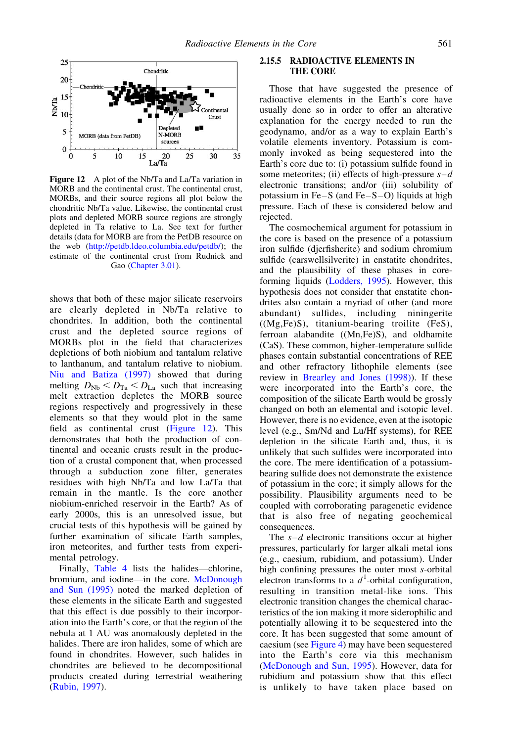**Figure 12** A plot of the Nb/Ta and La/Ta variation in MORB and the continental crust. The continental crust, MORBs, and their source regions all plot below the chondritic Nb/Ta value. Likewise, the continental crust plots and depleted MORB source regions are strongly depleted in Ta relative to La. See text for further details (data for MORB are from the PetDB resource on the web (http://petdb.ldeo.columbia.edu/petdb/); the estimate of the continental crust from Rudnick and Gao (Chapter 3.01).

shows that both of these major silicate reservoirs are clearly depleted in Nb/Ta relative to chondrites. In addition, both the continental crust and the depleted source regions of MORBs plot in the field that characterizes depletions of both niobium and tantalum relative to lanthanum, and tantalum relative to niobium. Niu and Batiza (1997) showed that during melting $D_{Nb} < D_{Ta} < D_{La}$ such that increasing melt extraction depletes the MORB source regions respectively and progressively in these elements so that they would plot in the same field as continental crust (Figure 12). This demonstrates that both the production of continental and oceanic crusts result in the production of a crustal component that, when processed through a subduction zone filter, generates residues with high Nb/Ta and low La/Ta that remain in the mantle. Is the core another niobium-enriched reservoir in the Earth? As of early 2000s, this is an unresolved issue, but crucial tests of this hypothesis will be gained by further examination of silicate Earth samples, iron meteorites, and further tests from experimental petrology.

Finally, Table 4 lists the halides—chlorine, bromium, and iodine—in the core. McDonough and Sun (1995) noted the marked depletion of these elements in the silicate Earth and suggested that this effect is due possibly to their incorporation into the Earth's core, or that the region of the nebula at 1 AU was anomalously depleted in the halides. There are iron halides, some of which are found in chondrites. However, such halides in chondrites are believed to be decompositional products created during terrestrial weathering (Rubin, 1997).

## 2.15.5 RADIOACTIVE ELEMENTS IN THE CORE

Those that have suggested the presence of radioactive elements in the Earth's core have usually done so in order to offer an alterative explanation for the energy needed to run the geodynamo, and/or as a way to explain Earth's volatile elements inventory. Potassium is commonly invoked as being sequestered into the Earth's core due to: (i) potassium sulfide found in some meteorites; (ii) effects of high-pressure *s*–*d* electronic transitions; and/or (iii) solubility of potassium in Fe–S (and Fe–S–O) liquids at high pressure. Each of these is considered below and rejected.

The cosmochemical argument for potassium in the core is based on the presence of a potassium iron sulfide (djerfisherite) and sodium chromium sulfide (carswellsilverite) in enstatite chondrites, and the plausibility of these phases in core-forming liquids (Lodders, 1995). However, this hypothesis does not consider that enstatite chondrites also contain a myriad of other (and more abundant) sulfides, including niningerite ((Mg,Fe)S), titanium-bearing troilite (FeS), ferroan alabandite ((Mn,Fe)S), and oldhamite (CaS). These common, higher-temperature sulfide phases contain substantial concentrations of REE and other refractory lithophile elements (see review in Brearley and Jones (1998)). If these were incorporated into the Earth's core, the composition of the silicate Earth would be grossly changed on both an elemental and isotopic level. However, there is no evidence, even at the isotopic level (e.g., Sm/Nd and Lu/Hf systems), for REE depletion in the silicate Earth and, thus, it is unlikely that such sulfides were incorporated into the core. The mere identification of a potassium-bearing sulfide does not demonstrate the existence of potassium in the core; it simply allows for the possibility. Plausibility arguments need to be coupled with corroborating paragenetic evidence that is also free of negating geochemical consequences.

The *s*–*d* electronic transitions occur at higher pressures, particularly for larger alkali metal ions (e.g., caesium, rubidium, and potassium). Under high confining pressures the outer most *s*-orbital electron transforms to a $d^1$-orbital configuration, resulting in transition metal-like ions. This electronic transition changes the chemical characteristics of the ion making it more siderophilic and potentially allowing it to be sequestered into the core. It has been suggested that some amount of caesium (see Figure 4) may have been sequestered into the Earth's core via this mechanism (McDonough and Sun, 1995). However, data for rubidium and potassium show that this effect is unlikely to have taken place based on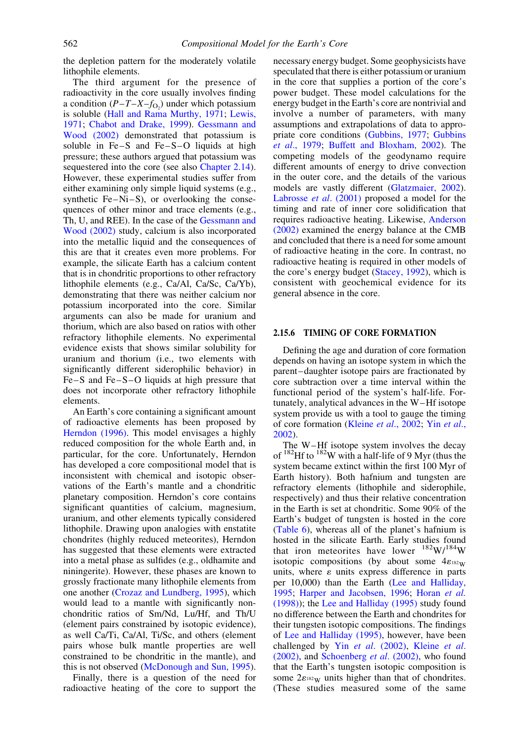the depletion pattern for the moderately volatile lithophile elements.

The third argument for the presence of radioactivity in the core usually involves finding a condition ($P$–$T$–$X$–$f_{O_2}$) under which potassium is soluble (Hall and Rama Murthy, 1971; Lewis, 1971; Chabot and Drake, 1999). Gessmann and Wood (2002) demonstrated that potassium is soluble in Fe–S and Fe–S–O liquids at high pressure; these authors argued that potassium was sequestered into the core (see also Chapter 2.14). However, these experimental studies suffer from either examining only simple liquid systems (e.g., synthetic Fe–Ni–S), or overlooking the consequences of other minor and trace elements (e.g., Th, U, and REE). In the case of the Gessmann and Wood (2002) study, calcium is also incorporated into the metallic liquid and the consequences of this are that it creates even more problems. For example, the silicate Earth has a calcium content that is in chondritic proportions to other refractory lithophile elements (e.g., Ca/Al, Ca/Sc, Ca/Yb), demonstrating that there was neither calcium nor potassium incorporated into the core. Similar arguments can also be made for uranium and thorium, which are also based on ratios with other refractory lithophile elements. No experimental evidence exists that shows similar solubility for uranium and thorium (i.e., two elements with significantly different siderophilic behavior) in Fe–S and Fe–S–O liquids at high pressure that does not incorporate other refractory lithophile elements.

An Earth's core containing a significant amount of radioactive elements has been proposed by Herndon (1996). This model envisages a highly reduced composition for the whole Earth and, in particular, for the core. Unfortunately, Herndon has developed a core compositional model that is inconsistent with chemical and isotopic observations of the Earth's mantle and a chondritic planetary composition. Herndon's core contains significant quantities of calcium, magnesium, uranium, and other elements typically considered lithophile. Drawing upon analogies with enstatite chondrites (highly reduced meteorites), Herndon has suggested that these elements were extracted into a metal phase as sulfides (e.g., oldhamite and niningerite). However, these phases are known to grossly fractionate many lithophile elements from one another (Crozaz and Lundberg, 1995), which would lead to a mantle with significantly nonchondritic ratios of Sm/Nd, Lu/Hf, and Th/U (element pairs constrained by isotopic evidence), as well Ca/Ti, Ca/Al, Ti/Sc, and others (element pairs whose bulk mantle properties are well constrained to be chondritic in the mantle), and this is not observed (McDonough and Sun, 1995).

Finally, there is a question of the need for radioactive heating of the core to support the necessary energy budget. Some geophysicists have speculated that there is either potassium or uranium in the core that supplies a portion of the core's power budget. These model calculations for the energy budget in the Earth's core are nontrivial and involve a number of parameters, with many assumptions and extrapolations of data to appropriate core conditions (Gubbins, 1977; Gubbins *et al.*, 1979; Buffett and Bloxham, 2002). The competing models of the geodynamo require different amounts of energy to drive convection in the outer core, and the details of the various models are vastly different (Glatzmaier, 2002). Labrosse *et al.* (2001) proposed a model for the timing and rate of inner core solidification that requires radioactive heating. Likewise, Anderson (2002) examined the energy balance at the CMB and concluded that there is a need for some amount of radioactive heating in the core. In contrast, no radioactive heating is required in other models of the core's energy budget (Stacey, 1992), which is consistent with geochemical evidence for its general absence in the core.

## 2.15.6 TIMING OF CORE FORMATION

Defining the age and duration of core formation depends on having an isotope system in which the parent–daughter isotope pairs are fractionated by core subtraction over a time interval within the functional period of the system's half-life. Fortunately, analytical advances in the W–Hf isotope system provide us with a tool to gauge the timing of core formation (Kleine *et al.*, 2002; Yin *et al.*, 2002).

The W–Hf isotope system involves the decay of $^{182}$Hf to $^{182}$W with a half-life of 9 Myr (thus the system became extinct within the first 100 Myr of Earth history). Both hafnium and tungsten are refractory elements (lithophile and siderophile, respectively) and thus their relative concentration in the Earth is set at chondritic. Some 90% of the Earth's budget of tungsten is hosted in the core (Table 6), whereas all of the planet's hafnium is hosted in the silicate Earth. Early studies found that iron meteorites have lower $^{182}$W/$^{184}$W isotopic compositions (by about some $4\varepsilon_{^{182}W}$ units, where $\varepsilon$ units express difference in parts per 10,000) than the Earth (Lee and Halliday, 1995; Harper and Jacobsen, 1996; Horan *et al.* (1998)); the Lee and Halliday (1995) study found no difference between the Earth and chondrites for their tungsten isotopic compositions. The findings of Lee and Halliday (1995), however, have been challenged by Yin *et al.* (2002), Kleine *et al.* (2002), and Schoenberg *et al.* (2002), who found that the Earth's tungsten isotopic composition is some $2\varepsilon_{^{182}W}$ units higher than that of chondrites. (These studies measured some of the same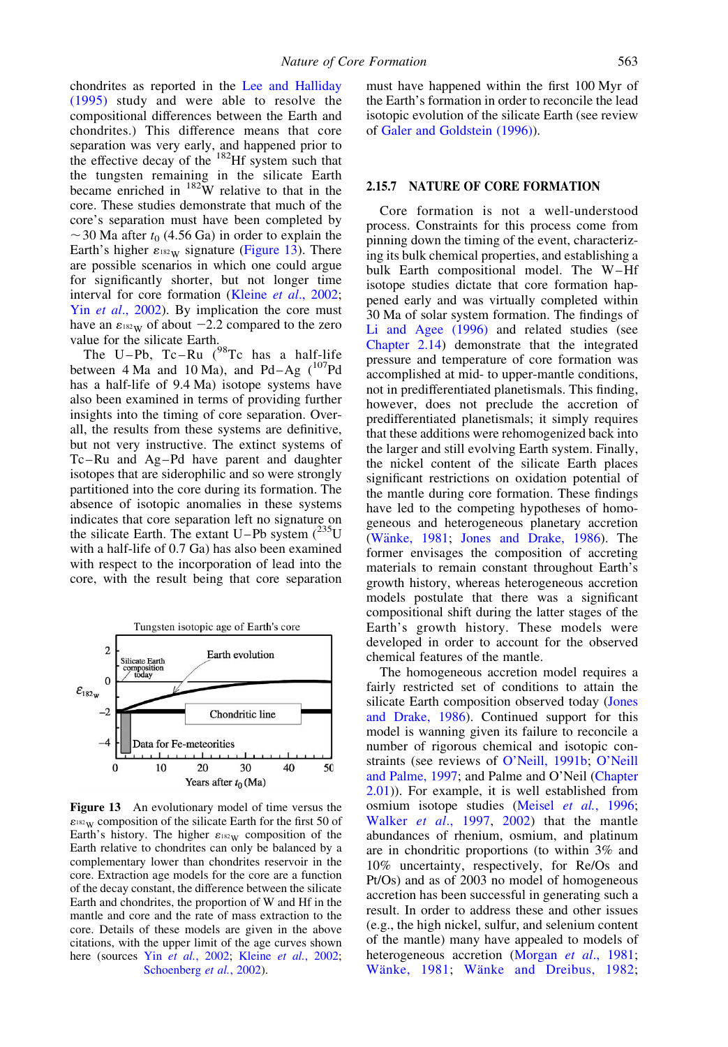chondrites as reported in the Lee and Halliday (1995) study and were able to resolve the compositional differences between the Earth and chondrites.) This difference means that core separation was very early, and happened prior to the effective decay of the $^{182}$Hf system such that the tungsten remaining in the silicate Earth became enriched in $^{182}$W relative to that in the core. These studies demonstrate that much of the core's separation must have been completed by $\sim$30 Ma after $t_0$ (4.56 Ga) in order to explain the Earth's higher $\varepsilon_{^{182}\mathrm{W}}$ signature (Figure 13). There are possible scenarios in which one could argue for significantly shorter, but not longer time interval for core formation (Kleine *et al.*, 2002; Yin *et al.*, 2002). By implication the core must have an $\varepsilon_{^{182}\mathrm{W}}$ of about $-2.2$ compared to the zero value for the silicate Earth.

The U–Pb, Tc–Ru ($^{98}$Tc has a half-life between 4 Ma and 10 Ma), and Pd–Ag ($^{107}$Pd has a half-life of 9.4 Ma) isotope systems have also been examined in terms of providing further insights into the timing of core separation. Overall, the results from these systems are definitive, but not very instructive. The extinct systems of Tc–Ru and Ag–Pd have parent and daughter isotopes that are siderophilic and so were strongly partitioned into the core during its formation. The absence of isotopic anomalies in these systems indicates that core separation left no signature on the silicate Earth. The extant U–Pb system ($^{235}$U with a half-life of 0.7 Ga) has also been examined with respect to the incorporation of lead into the core, with the result being that core separation must have happened within the first 100 Myr of the Earth's formation in order to reconcile the lead isotopic evolution of the silicate Earth (see review of Galer and Goldstein (1996)).

Tungsten isotopic age of Earth's core

Silicate Earth composition today

Earth evolution

Chondritic line

Data for Fe-meteorites

$\varepsilon_{^{182}\mathrm{W}}$

2
0
−2
−4

0 10 20 30 40 50

Years after $t_0$ (Ma)

**Figure 13** An evolutionary model of time versus the $\varepsilon_{^{182}\mathrm{W}}$ composition of the silicate Earth for the first 50 of Earth's history. The higher $\varepsilon_{^{182}\mathrm{W}}$ composition of the Earth relative to chondrites can only be balanced by a complementary lower than chondrites reservoir in the core. Extraction age models for the core are a function of the decay constant, the difference between the silicate Earth and chondrites, the proportion of W and Hf in the mantle and core and the rate of mass extraction to the core. Details of these models are given in the above citations, with the upper limit of the age curves shown here (sources Yin *et al.*, 2002; Kleine *et al.*, 2002; Schoenberg *et al.*, 2002).

### 2.15.7 NATURE OF CORE FORMATION

Core formation is not a well-understood process. Constraints for this process come from pinning down the timing of the event, characterizing its bulk chemical properties, and establishing a bulk Earth compositional model. The W–Hf isotope studies dictate that core formation happened early and was virtually completed within 30 Ma of solar system formation. The findings of Li and Agee (1996) and related studies (see Chapter 2.14) demonstrate that the integrated pressure and temperature of core formation was accomplished at mid- to upper-mantle conditions, not in predifferentiated planetismals. This finding, however, does not preclude the accretion of predifferentiated planetismals; it simply requires that these additions were rehomogenized back into the larger and still evolving Earth system. Finally, the nickel content of the silicate Earth places significant restrictions on oxidation potential of the mantle during core formation. These findings have led to the competing hypotheses of homogeneous and heterogeneous planetary accretion (Wänke, 1981; Jones and Drake, 1986). The former envisages the composition of accreting materials to remain constant throughout Earth's growth history, whereas heterogeneous accretion models postulate that there was a significant compositional shift during the latter stages of the Earth's growth history. These models were developed in order to account for the observed chemical features of the mantle.

The homogeneous accretion model requires a fairly restricted set of conditions to attain the silicate Earth composition observed today (Jones and Drake, 1986). Continued support for this model is waning given its failure to reconcile a number of rigorous chemical and isotopic constraints (see reviews of O'Neill, 1991b; O'Neill and Palme, 1997; and Palme and O'Neil (Chapter 2.01)). For example, it is well established from osmium isotope studies (Meisel *et al.*, 1996; Walker *et al.*, 1997, 2002) that the mantle abundances of rhenium, osmium, and platinum are in chondritic proportions (to within 3% and 10% uncertainty, respectively, for Re/Os and Pt/Os) and as of 2003 no model of homogeneous accretion has been successful in generating such a result. In order to address these and other issues (e.g., the high nickel, sulfur, and selenium content of the mantle) many have appealed to models of heterogeneous accretion (Morgan *et al.*, 1981; Wänke, 1981; Wänke and Dreibus, 1982;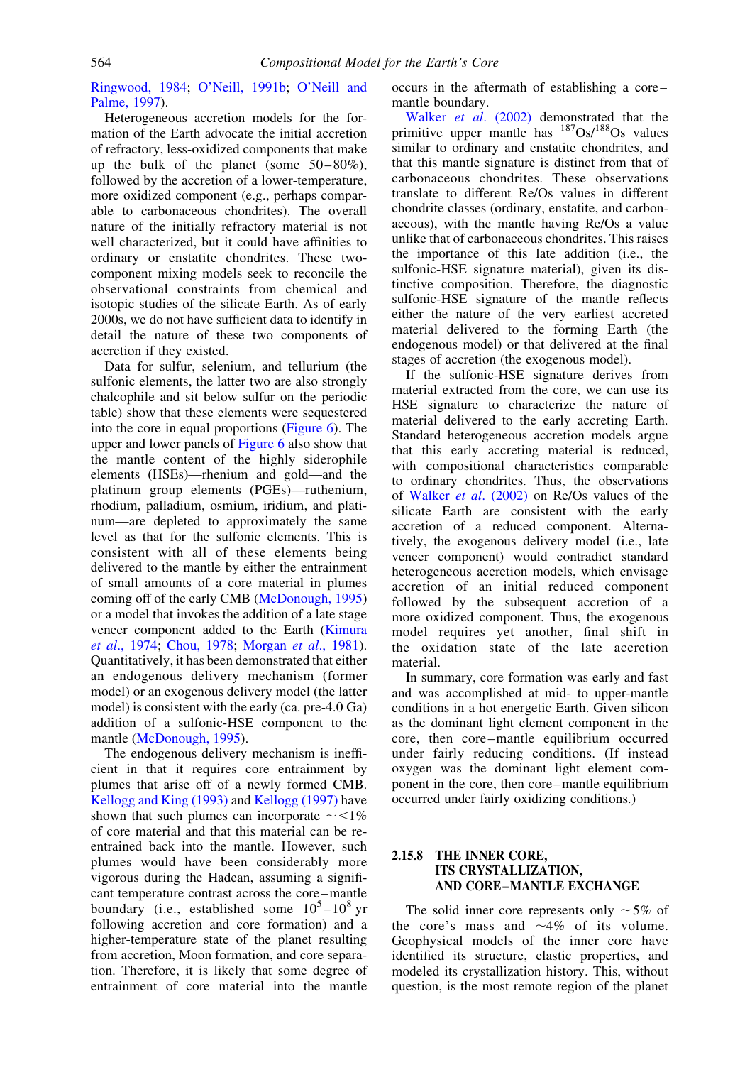Ringwood, 1984; O'Neill, 1991b; O'Neill and Palme, 1997).

Heterogeneous accretion models for the formation of the Earth advocate the initial accretion of refractory, less-oxidized components that make up the bulk of the planet (some 50–80%), followed by the accretion of a lower-temperature, more oxidized component (e.g., perhaps comparable to carbonaceous chondrites). The overall nature of the initially refractory material is not well characterized, but it could have affinities to ordinary or enstatite chondrites. These two-component mixing models seek to reconcile the observational constraints from chemical and isotopic studies of the silicate Earth. As of early 2000s, we do not have sufficient data to identify in detail the nature of these two components of accretion if they existed.

Data for sulfur, selenium, and tellurium (the sulfonic elements, the latter two are also strongly chalcophile and sit below sulfur on the periodic table) show that these elements were sequestered into the core in equal proportions (Figure 6). The upper and lower panels of Figure 6 also show that the mantle content of the highly siderophile elements (HSEs)—rhenium and gold—and the platinum group elements (PGEs)—ruthenium, rhodium, palladium, osmium, iridium, and platinum—are depleted to approximately the same level as that for the sulfonic elements. This is consistent with all of these elements being delivered to the mantle by either the entrainment of small amounts of a core material in plumes coming off of the early CMB (McDonough, 1995) or a model that invokes the addition of a late stage veneer component added to the Earth (Kimura *et al*., 1974; Chou, 1978; Morgan *et al*., 1981). Quantitatively, it has been demonstrated that either an endogenous delivery mechanism (former model) or an exogenous delivery model (the latter model) is consistent with the early (ca. pre-4.0 Ga) addition of a sulfonic-HSE component to the mantle (McDonough, 1995).

The endogenous delivery mechanism is inefficient in that it requires core entrainment by plumes that arise off of a newly formed CMB. Kellogg and King (1993) and Kellogg (1997) have shown that such plumes can incorporate $\sim<1\%$ of core material and that this material can be re-entrained back into the mantle. However, such plumes would have been considerably more vigorous during the Hadean, assuming a significant temperature contrast across the core–mantle boundary (i.e., established some $10^5$–$10^8$ yr following accretion and core formation) and a higher-temperature state of the planet resulting from accretion, Moon formation, and core separation. Therefore, it is likely that some degree of entrainment of core material into the mantle occurs in the aftermath of establishing a core–mantle boundary.

Walker *et al*. (2002) demonstrated that the primitive upper mantle has $^{187}Os/^{188}Os$ values similar to ordinary and enstatite chondrites, and that this mantle signature is distinct from that of carbonaceous chondrites. These observations translate to different Re/Os values in different chondrite classes (ordinary, enstatite, and carbonaceous), with the mantle having Re/Os a value unlike that of carbonaceous chondrites. This raises the importance of this late addition (i.e., the sulfonic-HSE signature material), given its distinctive composition. Therefore, the diagnostic sulfonic-HSE signature of the mantle reflects either the nature of the very earliest accreted material delivered to the forming Earth (the endogenous model) or that delivered at the final stages of accretion (the exogenous model).

If the sulfonic-HSE signature derives from material extracted from the core, we can use its HSE signature to characterize the nature of material delivered to the early accreting Earth. Standard heterogeneous accretion models argue that this early accreting material is reduced, with compositional characteristics comparable to ordinary chondrites. Thus, the observations of Walker *et al*. (2002) on Re/Os values of the silicate Earth are consistent with the early accretion of a reduced component. Alternatively, the exogenous delivery model (i.e., late veneer component) would contradict standard heterogeneous accretion models, which envisage accretion of an initial reduced component followed by the subsequent accretion of a more oxidized component. Thus, the exogenous model requires yet another, final shift in the oxidation state of the late accretion material.

In summary, core formation was early and fast and was accomplished at mid- to upper-mantle conditions in a hot energetic Earth. Given silicon as the dominant light element component in the core, then core–mantle equilibrium occurred under fairly reducing conditions. (If instead oxygen was the dominant light element component in the core, then core–mantle equilibrium occurred under fairly oxidizing conditions.)

## 2.15.8 THE INNER CORE, ITS CRYSTALLIZATION, AND CORE–MANTLE EXCHANGE

The solid inner core represents only $\sim 5\%$ of the core's mass and $\sim 4\%$ of its volume. Geophysical models of the inner core have identified its structure, elastic properties, and modeled its crystallization history. This, without question, is the most remote region of the planet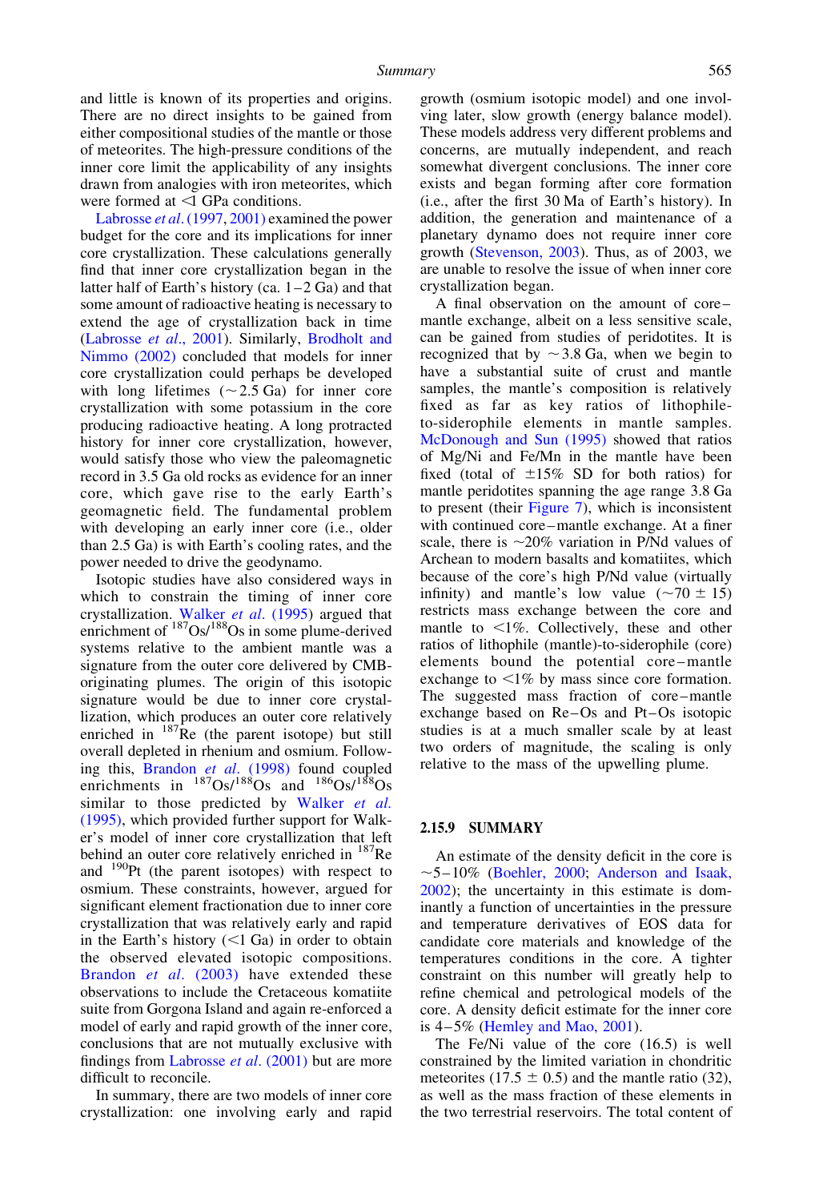and little is known of its properties and origins. There are no direct insights to be gained from either compositional studies of the mantle or those of meteorites. The high-pressure conditions of the inner core limit the applicability of any insights drawn from analogies with iron meteorites, which were formed at ⩽1 GPa conditions.

Labrosse *et al*. (1997, 2001) examined the power budget for the core and its implications for inner core crystallization. These calculations generally find that inner core crystallization began in the latter half of Earth's history (ca. 1–2 Ga) and that some amount of radioactive heating is necessary to extend the age of crystallization back in time (Labrosse *et al*., 2001). Similarly, Brodholt and Nimmo (2002) concluded that models for inner core crystallization could perhaps be developed with long lifetimes (~2.5 Ga) for inner core crystallization with some potassium in the core producing radioactive heating. A long protracted history for inner core crystallization, however, would satisfy those who view the paleomagnetic record in 3.5 Ga old rocks as evidence for an inner core, which gave rise to the early Earth's geomagnetic field. The fundamental problem with developing an early inner core (i.e., older than 2.5 Ga) is with Earth's cooling rates, and the power needed to drive the geodynamo.

Isotopic studies have also considered ways in which to constrain the timing of inner core crystallization. Walker *et al*. (1995) argued that enrichment of $^{187}Os/^{188}Os$ in some plume-derived systems relative to the ambient mantle was a signature from the outer core delivered by CMB-originating plumes. The origin of this isotopic signature would be due to inner core crystallization, which produces an outer core relatively enriched in $^{187}Re$ (the parent isotope) but still overall depleted in rhenium and osmium. Following this, Brandon *et al*. (1998) found coupled enrichments in $^{187}Os/^{188}Os$ and $^{186}Os/^{188}Os$ similar to those predicted by Walker *et al*. (1995), which provided further support for Walker's model of inner core crystallization that left behind an outer core relatively enriched in $^{187}Re$ and $^{190}Pt$ (the parent isotopes) with respect to osmium. These constraints, however, argued for significant element fractionation due to inner core crystallization that was relatively early and rapid in the Earth's history (<1 Ga) in order to obtain the observed elevated isotopic compositions. Brandon *et al*. (2003) have extended these observations to include the Cretaceous komatiite suite from Gorgona Island and again re-enforced a model of early and rapid growth of the inner core, conclusions that are not mutually exclusive with findings from Labrosse *et al*. (2001) but are more difficult to reconcile.

In summary, there are two models of inner core crystallization: one involving early and rapid growth (osmium isotopic model) and one involving later, slow growth (energy balance model). These models address very different problems and concerns, are mutually independent, and reach somewhat divergent conclusions. The inner core exists and began forming after core formation (i.e., after the first 30 Ma of Earth's history). In addition, the generation and maintenance of a planetary dynamo does not require inner core growth (Stevenson, 2003). Thus, as of 2003, we are unable to resolve the issue of when inner core crystallization began.

A final observation on the amount of core–mantle exchange, albeit on a less sensitive scale, can be gained from studies of peridotites. It is recognized that by ~3.8 Ga, when we begin to have a substantial suite of crust and mantle samples, the mantle's composition is relatively fixed as far as key ratios of lithophile-to-siderophile elements in mantle samples. McDonough and Sun (1995) showed that ratios of Mg/Ni and Fe/Mn in the mantle have been fixed (total of ±15% SD for both ratios) for mantle peridotites spanning the age range 3.8 Ga to present (their Figure 7), which is inconsistent with continued core–mantle exchange. At a finer scale, there is ~20% variation in P/Nd values of Archean to modern basalts and komatiites, which because of the core's high P/Nd value (virtually infinity) and mantle's low value (~70 ± 15) restricts mass exchange between the core and mantle to <1%. Collectively, these and other ratios of lithophile (mantle)-to-siderophile (core) elements bound the potential core–mantle exchange to <1% by mass since core formation. The suggested mass fraction of core–mantle exchange based on Re–Os and Pt–Os isotopic studies is at a much smaller scale by at least two orders of magnitude, the scaling is only relative to the mass of the upwelling plume.

## 2.15.9 SUMMARY

An estimate of the density deficit in the core is ~5–10% (Boehler, 2000; Anderson and Isaak, 2002); the uncertainty in this estimate is dominantly a function of uncertainties in the pressure and temperature derivatives of EOS data for candidate core materials and knowledge of the temperatures conditions in the core. A tighter constraint on this number will greatly help to refine chemical and petrological models of the core. A density deficit estimate for the inner core is 4–5% (Hemley and Mao, 2001).

The Fe/Ni value of the core (16.5) is well constrained by the limited variation in chondritic meteorites (17.5 ± 0.5) and the mantle ratio (32), as well as the mass fraction of these elements in the two terrestrial reservoirs. The total content of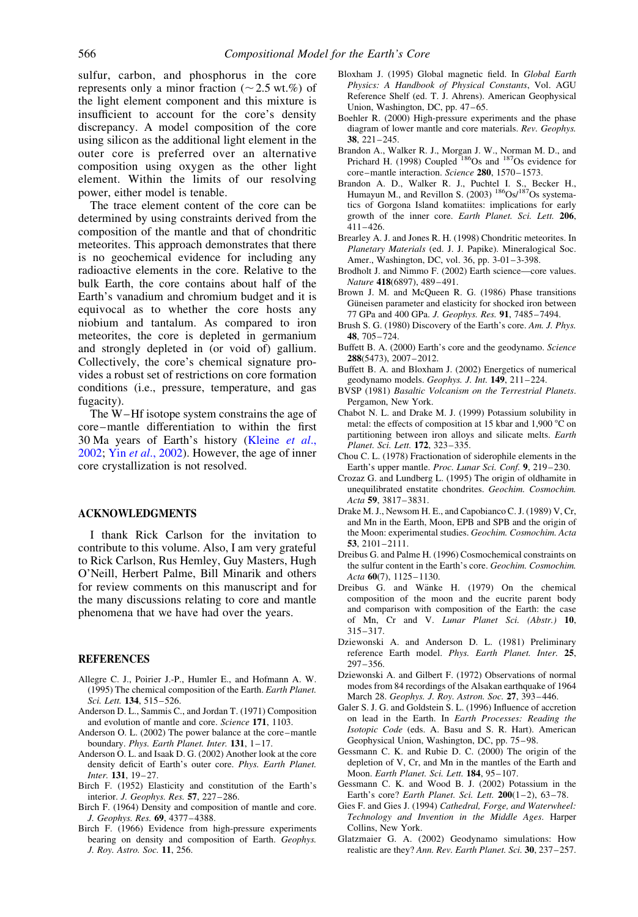sulfur, carbon, and phosphorus in the core represents only a minor fraction (~2.5 wt.%) of the light element component and this mixture is insufficient to account for the core's density discrepancy. A model composition of the core using silicon as the additional light element in the outer core is preferred over an alternative composition using oxygen as the other light element. Within the limits of our resolving power, either model is tenable.

The trace element content of the core can be determined by using constraints derived from the composition of the mantle and that of chondritic meteorites. This approach demonstrates that there is no geochemical evidence for including any radioactive elements in the core. Relative to the bulk Earth, the core contains about half of the Earth's vanadium and chromium budget and it is equivocal as to whether the core hosts any niobium and tantalum. As compared to iron meteorites, the core is depleted in germanium and strongly depleted in (or void of) gallium. Collectively, the core's chemical signature provides a robust set of restrictions on core formation conditions (i.e., pressure, temperature, and gas fugacity).

The W–Hf isotope system constrains the age of core–mantle differentiation to within the first 30 Ma years of Earth's history (Kleine *et al.*, 2002; Yin *et al.*, 2002). However, the age of inner core crystallization is not resolved.

## ACKNOWLEDGMENTS

I thank Rick Carlson for the invitation to contribute to this volume. Also, I am very grateful to Rick Carlson, Rus Hemley, Guy Masters, Hugh O'Neill, Herbert Palme, Bill Minarik and others for review comments on this manuscript and for the many discussions relating to core and mantle phenomena that we have had over the years.

## REFERENCES

Allegre C. J., Poirier J.-P., Humler E., and Hofmann A. W. (1995) The chemical composition of the Earth. *Earth Planet. Sci. Lett.* **134**, 515–526.

Anderson D. L., Sammis C., and Jordan T. (1971) Composition and evolution of mantle and core. *Science* **171**, 1103.

Anderson O. L. (2002) The power balance at the core–mantle boundary. *Phys. Earth Planet. Inter.* **131**, 1–17.

Anderson O. L. and Isaak D. G. (2002) Another look at the core density deficit of Earth's outer core. *Phys. Earth Planet. Inter.* **131**, 19–27.

Birch F. (1952) Elasticity and constitution of the Earth's interior. *J. Geophys. Res.* **57**, 227–286.

Birch F. (1964) Density and composition of mantle and core. *J. Geophys. Res.* **69**, 4377–4388.

Birch F. (1966) Evidence from high-pressure experiments bearing on density and composition of Earth. *Geophys. J. Roy. Astro. Soc.* **11**, 256.

Bloxham J. (1995) Global magnetic field. In *Global Earth Physics: A Handbook of Physical Constants*, Vol. AGU Reference Shelf (ed. T. J. Ahrens). American Geophysical Union, Washington, DC, pp. 47–65.

Boehler R. (2000) High-pressure experiments and the phase diagram of lower mantle and core materials. *Rev. Geophys.* **38**, 221–245.

Brandon A., Walker R. J., Morgan J. W., Norman M. D., and Prichard H. (1998) Coupled $^{186}$Os and $^{187}$Os evidence for core–mantle interaction. *Science* **280**, 1570–1573.

Brandon A. D., Walker R. J., Puchtel I. S., Becker H., Humayun M., and Revillon S. (2003) $^{186}$Os/$^{187}$Os systematics of Gorgona Island komatiites: implications for early growth of the inner core. *Earth Planet. Sci. Lett.* **206**, 411–426.

Brearley A. J. and Jones R. H. (1998) Chondritic meteorites. In *Planetary Materials* (ed. J. J. Papike). Mineralogical Soc. Amer., Washington, DC, vol. 36, pp. 3-01–3-398.

Brodholt J. and Nimmo F. (2002) Earth science—core values. *Nature* **418**(6897), 489–491.

Brown J. M. and McQueen R. G. (1986) Phase transitions Güneisen parameter and elasticity for shocked iron between 77 GPa and 400 GPa. *J. Geophys. Res.* **91**, 7485–7494.

Brush S. G. (1980) Discovery of the Earth's core. *Am. J. Phys.* **48**, 705–724.

Buffett B. A. (2000) Earth's core and the geodynamo. *Science* **288**(5473), 2007–2012.

Buffett B. A. and Bloxham J. (2002) Energetics of numerical geodynamo models. *Geophys. J. Int.* **149**, 211–224.

BVSP (1981) *Basaltic Volcanism on the Terrestrial Planets*. Pergamon, New York.

Chabot N. L. and Drake M. J. (1999) Potassium solubility in metal: the effects of composition at 15 kbar and 1,900 °C on partitioning between iron alloys and silicate melts. *Earth Planet. Sci. Lett.* **172**, 323–335.

Chou C. L. (1978) Fractionation of siderophile elements in the Earth's upper mantle. *Proc. Lunar Sci. Conf.* **9**, 219–230.

Crozaz G. and Lundberg L. (1995) The origin of oldhamite in unequilibrated enstatite chondrites. *Geochim. Cosmochim. Acta* **59**, 3817–3831.

Drake M. J., Newsom H. E., and Capobianco C. J. (1989) V, Cr, and Mn in the Earth, Moon, EPB and SPB and the origin of the Moon: experimental studies. *Geochim. Cosmochim. Acta* **53**, 2101–2111.

Dreibus G. and Palme H. (1996) Cosmochemical constraints on the sulfur content in the Earth's core. *Geochim. Cosmochim. Acta* **60**(7), 1125–1130.

Dreibus G. and Wänke H. (1979) On the chemical composition of the moon and the eucrite parent body and comparison with composition of the Earth: the case of Mn, Cr and V. *Lunar Planet Sci. (Abstr.)* **10**, 315–317.

Dziewonski A. and Anderson D. L. (1981) Preliminary reference Earth model. *Phys. Earth Planet. Inter.* **25**, 297–356.

Dziewonski A. and Gilbert F. (1972) Observations of normal modes from 84 recordings of the Alsakan earthquake of 1964 March 28. *Geophys. J. Roy. Astron. Soc.* **27**, 393–446.

Galer S. J. G. and Goldstein S. L. (1996) Influence of accretion on lead in the Earth. In *Earth Processes: Reading the Isotopic Code* (eds. A. Basu and S. R. Hart). American Geophysical Union, Washington, DC, pp. 75–98.

Gessmann C. K. and Rubie D. C. (2000) The origin of the depletion of V, Cr, and Mn in the mantles of the Earth and Moon. *Earth Planet. Sci. Lett.* **184**, 95–107.

Gessmann C. K. and Wood B. J. (2002) Potassium in the Earth's core? *Earth Planet. Sci. Lett.* **200**(1–2), 63–78.

Gies F. and Gies J. (1994) *Cathedral, Forge, and Waterwheel: Technology and Invention in the Middle Ages*. Harper Collins, New York.

Glatzmaier G. A. (2002) Geodynamo simulations: How realistic are they? *Ann. Rev. Earth Planet. Sci.* **30**, 237–257.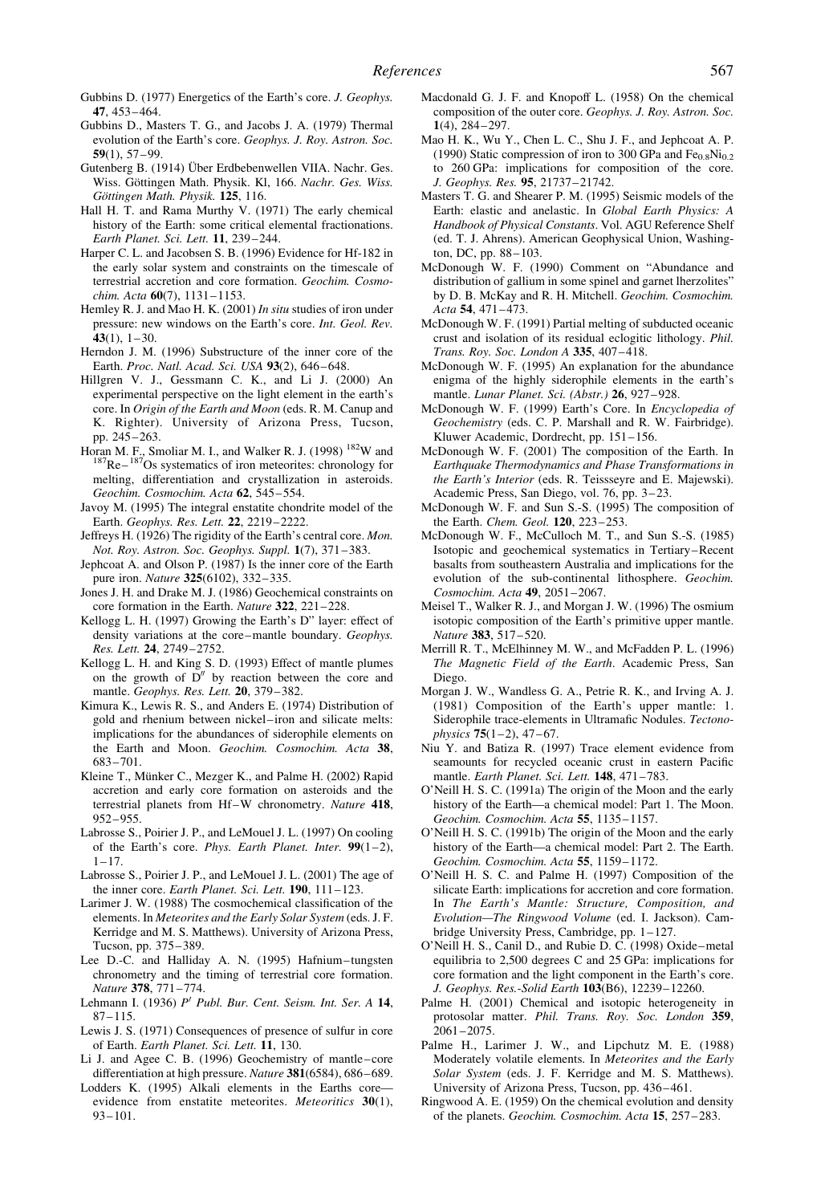Gubbins D. (1977) Energetics of the Earth's core. *J. Geophys.* **47**, 453–464.

Gubbins D., Masters T. G., and Jacobs J. A. (1979) Thermal evolution of the Earth's core. *Geophys. J. Roy. Astron. Soc.* **59**(1), 57–99.

Gutenberg B. (1914) Über Erdbebenwellen VIIA. Nachr. Ges. Wiss. Göttingen Math. Physik. Kl, 166. *Nachr. Ges. Wiss. Göttingen Math. Physik.* **125**, 116.

Hall H. T. and Rama Murthy V. (1971) The early chemical history of the Earth: some critical elemental fractionations. *Earth Planet. Sci. Lett.* **11**, 239–244.

Harper C. L. and Jacobsen S. B. (1996) Evidence for Hf-182 in the early solar system and constraints on the timescale of terrestrial accretion and core formation. *Geochim. Cosmochim. Acta* **60**(7), 1131–1153.

Hemley R. J. and Mao H. K. (2001) *In situ* studies of iron under pressure: new windows on the Earth's core. *Int. Geol. Rev.* **43**(1), 1–30.

Herndon J. M. (1996) Substructure of the inner core of the Earth. *Proc. Natl. Acad. Sci. USA* **93**(2), 646–648.

Hillgren V. J., Gessmann C. K., and Li J. (2000) An experimental perspective on the light element in the earth's core. In *Origin of the Earth and Moon* (eds. R. M. Canup and K. Righter). University of Arizona Press, Tucson, pp. 245–263.

Horan M. F., Smoliar M. I., and Walker R. J. (1998) $^{182}$W and $^{187}$Re–$^{187}$Os systematics of iron meteorites: chronology for melting, differentiation and crystallization in asteroids. *Geochim. Cosmochim. Acta* **62**, 545–554.

Javoy M. (1995) The integral enstatite chondrite model of the Earth. *Geophys. Res. Lett.* **22**, 2219–2222.

Jeffreys H. (1926) The rigidity of the Earth's central core. *Mon. Not. Roy. Astron. Soc. Geophys. Suppl.* **1**(7), 371–383.

Jephcoat A. and Olson P. (1987) Is the inner core of the Earth pure iron. *Nature* **325**(6102), 332–335.

Jones J. H. and Drake M. J. (1986) Geochemical constraints on core formation in the Earth. *Nature* **322**, 221–228.

Kellogg L. H. (1997) Growing the Earth's D" layer: effect of density variations at the core–mantle boundary. *Geophys. Res. Lett.* **24**, 2749–2752.

Kellogg L. H. and King S. D. (1993) Effect of mantle plumes on the growth of D$''$ by reaction between the core and mantle. *Geophys. Res. Lett.* **20**, 379–382.

Kimura K., Lewis R. S., and Anders E. (1974) Distribution of gold and rhenium between nickel–iron and silicate melts: implications for the abundances of siderophile elements on the Earth and Moon. *Geochim. Cosmochim. Acta* **38**, 683–701.

Kleine T., Münker C., Mezger K., and Palme H. (2002) Rapid accretion and early core formation on asteroids and the terrestrial planets from Hf–W chronometry. *Nature* **418**, 952–955.

Labrosse S., Poirier J. P., and LeMouel J. L. (1997) On cooling of the Earth's core. *Phys. Earth Planet. Inter.* **99**(1–2), 1–17.

Labrosse S., Poirier J. P., and LeMouel J. L. (2001) The age of the inner core. *Earth Planet. Sci. Lett.* **190**, 111–123.

Larimer J. W. (1988) The cosmochemical classification of the elements. In *Meteorites and the Early Solar System* (eds. J. F. Kerridge and M. S. Matthews). University of Arizona Press, Tucson, pp. 375–389.

Lee D.-C. and Halliday A. N. (1995) Hafnium–tungsten chronometry and the timing of terrestrial core formation. *Nature* **378**, 771–774.

Lehmann I. (1936) *P$'$ Publ. Bur. Cent. Seism. Int. Ser. A* **14**, 87–115.

Lewis J. S. (1971) Consequences of presence of sulfur in core of Earth. *Earth Planet. Sci. Lett.* **11**, 130.

Li J. and Agee C. B. (1996) Geochemistry of mantle–core differentiation at high pressure. *Nature* **381**(6584), 686–689.

Lodders K. (1995) Alkali elements in the Earths core—evidence from enstatite meteorites. *Meteoritics* **30**(1), 93–101.

Macdonald G. J. F. and Knopoff L. (1958) On the chemical composition of the outer core. *Geophys. J. Roy. Astron. Soc.* **1**(4), 284–297.

Mao H. K., Wu Y., Chen L. C., Shu J. F., and Jephcoat A. P. (1990) Static compression of iron to 300 GPa and $Fe_{0.8}Ni_{0.2}$ to 260 GPa: implications for composition of the core. *J. Geophys. Res.* **95**, 21737–21742.

Masters T. G. and Shearer P. M. (1995) Seismic models of the Earth: elastic and anelastic. In *Global Earth Physics: A Handbook of Physical Constants*. Vol. AGU Reference Shelf (ed. T. J. Ahrens). American Geophysical Union, Washington, DC, pp. 88–103.

McDonough W. F. (1990) Comment on "Abundance and distribution of gallium in some spinel and garnet lherzolites" by D. B. McKay and R. H. Mitchell. *Geochim. Cosmochim. Acta* **54**, 471–473.

McDonough W. F. (1991) Partial melting of subducted oceanic crust and isolation of its residual eclogitic lithology. *Phil. Trans. Roy. Soc. London A* **335**, 407–418.

McDonough W. F. (1995) An explanation for the abundance enigma of the highly siderophile elements in the earth's mantle. *Lunar Planet. Sci. (Abstr.)* **26**, 927–928.

McDonough W. F. (1999) Earth's Core. In *Encyclopedia of Geochemistry* (eds. C. P. Marshall and R. W. Fairbridge). Kluwer Academic, Dordrecht, pp. 151–156.

McDonough W. F. (2001) The composition of the Earth. In *Earthquake Thermodynamics and Phase Transformations in the Earth's Interior* (eds. R. Teissseyre and E. Majewski). Academic Press, San Diego, vol. 76, pp. 3–23.

McDonough W. F. and Sun S.-S. (1995) The composition of the Earth. *Chem. Geol.* **120**, 223–253.

McDonough W. F., McCulloch M. T., and Sun S.-S. (1985) Isotopic and geochemical systematics in Tertiary–Recent basalts from southeastern Australia and implications for the evolution of the sub-continental lithosphere. *Geochim. Cosmochim. Acta* **49**, 2051–2067.

Meisel T., Walker R. J., and Morgan J. W. (1996) The osmium isotopic composition of the Earth's primitive upper mantle. *Nature* **383**, 517–520.

Merrill R. T., McElhinney M. W., and McFadden P. L. (1996) *The Magnetic Field of the Earth*. Academic Press, San Diego.

Morgan J. W., Wandless G. A., Petrie R. K., and Irving A. J. (1981) Composition of the Earth's upper mantle: 1. Siderophile trace-elements in Ultramafic Nodules. *Tectonophysics* **75**(1–2), 47–67.

Niu Y. and Batiza R. (1997) Trace element evidence from seamounts for recycled oceanic crust in eastern Pacific mantle. *Earth Planet. Sci. Lett.* **148**, 471–783.

O'Neill H. S. C. (1991a) The origin of the Moon and the early history of the Earth—a chemical model: Part 1. The Moon. *Geochim. Cosmochim. Acta* **55**, 1135–1157.

O'Neill H. S. C. (1991b) The origin of the Moon and the early history of the Earth—a chemical model: Part 2. The Earth. *Geochim. Cosmochim. Acta* **55**, 1159–1172.

O'Neill H. S. C. and Palme H. (1997) Composition of the silicate Earth: implications for accretion and core formation. In *The Earth's Mantle: Structure, Composition, and Evolution—The Ringwood Volume* (ed. I. Jackson). Cambridge University Press, Cambridge, pp. 1–127.

O'Neill H. S., Canil D., and Rubie D. C. (1998) Oxide–metal equilibria to 2,500 degrees C and 25 GPa: implications for core formation and the light component in the Earth's core. *J. Geophys. Res.-Solid Earth* **103**(B6), 12239–12260.

Palme H. (2001) Chemical and isotopic heterogeneity in protosolar matter. *Phil. Trans. Roy. Soc. London* **359**, 2061–2075.

Palme H., Larimer J. W., and Lipchutz M. E. (1988) Moderately volatile elements. In *Meteorites and the Early Solar System* (eds. J. F. Kerridge and M. S. Matthews). University of Arizona Press, Tucson, pp. 436–461.

Ringwood A. E. (1959) On the chemical evolution and density of the planets. *Geochim. Cosmochim. Acta* **15**, 257–283.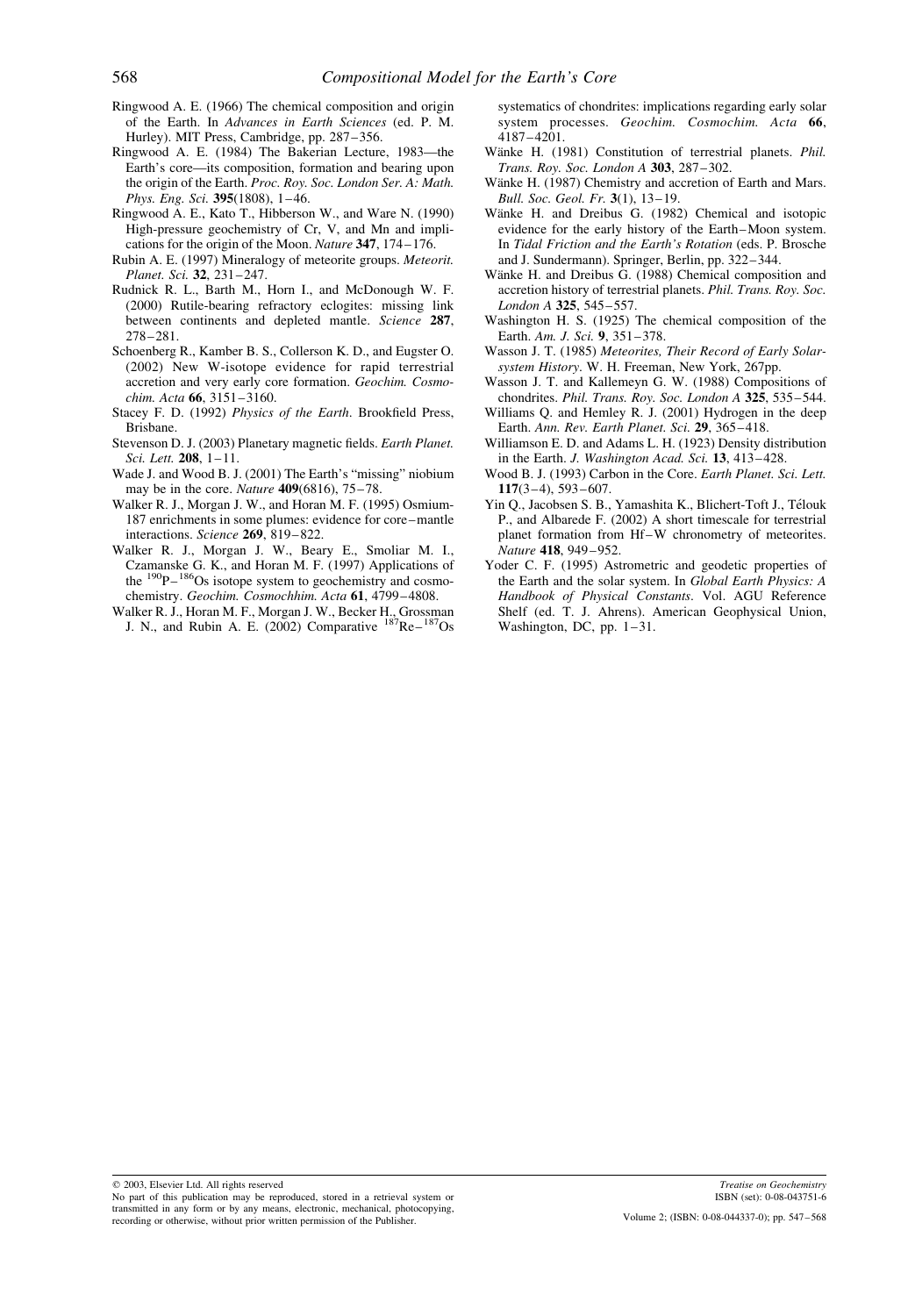Ringwood A. E. (1966) The chemical composition and origin of the Earth. In *Advances in Earth Sciences* (ed. P. M. Hurley). MIT Press, Cambridge, pp. 287–356.

Ringwood A. E. (1984) The Bakerian Lecture, 1983—the Earth's core—its composition, formation and bearing upon the origin of the Earth. *Proc. Roy. Soc. London Ser. A: Math. Phys. Eng. Sci.* **395**(1808), 1–46.

Ringwood A. E., Kato T., Hibberson W., and Ware N. (1990) High-pressure geochemistry of Cr, V, and Mn and implications for the origin of the Moon. *Nature* **347**, 174–176.

Rubin A. E. (1997) Mineralogy of meteorite groups. *Meteorit. Planet. Sci.* **32**, 231–247.

Rudnick R. L., Barth M., Horn I., and McDonough W. F. (2000) Rutile-bearing refractory eclogites: missing link between continents and depleted mantle. *Science* **287**, 278–281.

Schoenberg R., Kamber B. S., Collerson K. D., and Eugster O. (2002) New W-isotope evidence for rapid terrestrial accretion and very early core formation. *Geochim. Cosmochim. Acta* **66**, 3151–3160.

Stacey F. D. (1992) *Physics of the Earth*. Brookfield Press, Brisbane.

Stevenson D. J. (2003) Planetary magnetic fields. *Earth Planet. Sci. Lett.* **208**, 1–11.

Wade J. and Wood B. J. (2001) The Earth's "missing" niobium may be in the core. *Nature* **409**(6816), 75–78.

Walker R. J., Morgan J. W., and Horan M. F. (1995) Osmium-187 enrichments in some plumes: evidence for core–mantle interactions. *Science* **269**, 819–822.

Walker R. J., Morgan J. W., Beary E., Smoliar M. I., Czamanske G. K., and Horan M. F. (1997) Applications of the $^{190}$P–$^{186}$Os isotope system to geochemistry and cosmochemistry. *Geochim. Cosmochhim. Acta* **61**, 4799–4808.

Walker R. J., Horan M. F., Morgan J. W., Becker H., Grossman J. N., and Rubin A. E. (2002) Comparative $^{187}$Re–$^{187}$Os systematics of chondrites: implications regarding early solar system processes. *Geochim. Cosmochim. Acta* **66**, 4187–4201.

Wänke H. (1981) Constitution of terrestrial planets. *Phil. Trans. Roy. Soc. London A* **303**, 287–302.

Wänke H. (1987) Chemistry and accretion of Earth and Mars. *Bull. Soc. Geol. Fr.* **3**(1), 13–19.

Wänke H. and Dreibus G. (1982) Chemical and isotopic evidence for the early history of the Earth–Moon system. In *Tidal Friction and the Earth's Rotation* (eds. P. Brosche and J. Sundermann). Springer, Berlin, pp. 322–344.

Wänke H. and Dreibus G. (1988) Chemical composition and accretion history of terrestrial planets. *Phil. Trans. Roy. Soc. London A* **325**, 545–557.

Washington H. S. (1925) The chemical composition of the Earth. *Am. J. Sci.* **9**, 351–378.

Wasson J. T. (1985) *Meteorites, Their Record of Early Solar-system History*. W. H. Freeman, New York, 267pp.

Wasson J. T. and Kallemeyn G. W. (1988) Compositions of chondrites. *Phil. Trans. Roy. Soc. London A* **325**, 535–544.

Williams Q. and Hemley R. J. (2001) Hydrogen in the deep Earth. *Ann. Rev. Earth Planet. Sci.* **29**, 365–418.

Williamson E. D. and Adams L. H. (1923) Density distribution in the Earth. *J. Washington Acad. Sci.* **13**, 413–428.

Wood B. J. (1993) Carbon in the Core. *Earth Planet. Sci. Lett.* **117**(3–4), 593–607.

Yin Q., Jacobsen S. B., Yamashita K., Blichert-Toft J., Télouk P., and Albarede F. (2002) A short timescale for terrestrial planet formation from Hf–W chronometry of meteorites. *Nature* **418**, 949–952.

Yoder C. F. (1995) Astrometric and geodetic properties of the Earth and the solar system. In *Global Earth Physics: A Handbook of Physical Constants*. Vol. AGU Reference Shelf (ed. T. J. Ahrens). American Geophysical Union, Washington, DC, pp. 1–31.